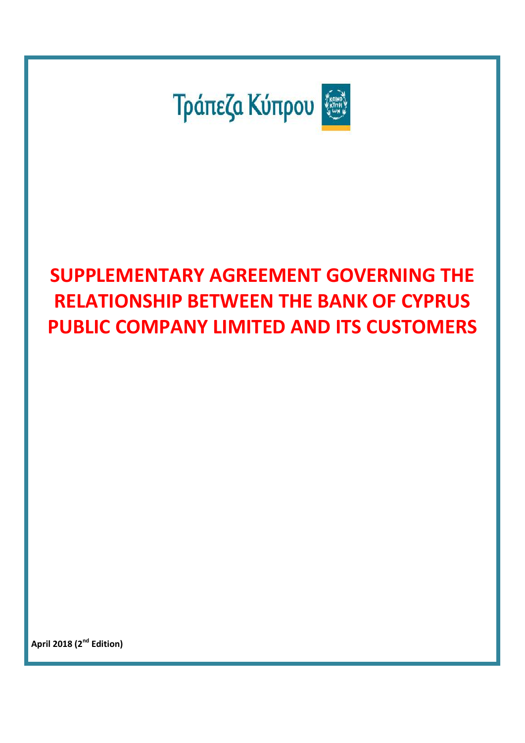Τράπεζα Κύπρου

# SUPPLEMENTARY AGREEMENT GOVERNING THE RELATIONSHIP BETWEEN THE BANK OF CYPRUS PUBLIC COMPANY LIMITED AND ITS CUSTOMERS

**April 2018 (2nd Edition)**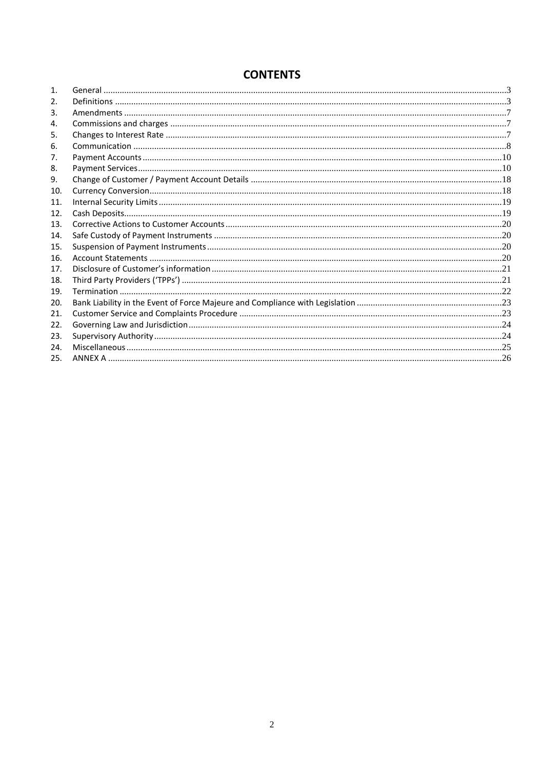# CONTENTS

| | | |
|---|---|---|
| 1. | General | 3 |
| 2. | Definitions | 3 |
| 3. | Amendments | 7 |
| 4. | Commissions and charges | 7 |
| 5. | Changes to Interest Rate | 7 |
| 6. | Communication | 8 |
| 7. | Payment Accounts | 10 |
| 8. | Payment Services | 10 |
| 9. | Change of Customer / Payment Account Details | 18 |
| 10. | Currency Conversion | 18 |
| 11. | Internal Security Limits | 19 |
| 12. | Cash Deposits | 19 |
| 13. | Corrective Actions to Customer Accounts | 20 |
| 14. | Safe Custody of Payment Instruments | 20 |
| 15. | Suspension of Payment Instruments | 20 |
| 16. | Account Statements | 20 |
| 17. | Disclosure of Customer's information | 21 |
| 18. | Third Party Providers ('TPPs') | 21 |
| 19. | Termination | 22 |
| 20. | Bank Liability in the Event of Force Majeure and Compliance with Legislation | 23 |
| 21. | Customer Service and Complaints Procedure | 23 |
| 22. | Governing Law and Jurisdiction | 24 |
| 23. | Supervisory Authority | 24 |
| 24. | Miscellaneous | 25 |
| 25. | ANNEX A | 26 |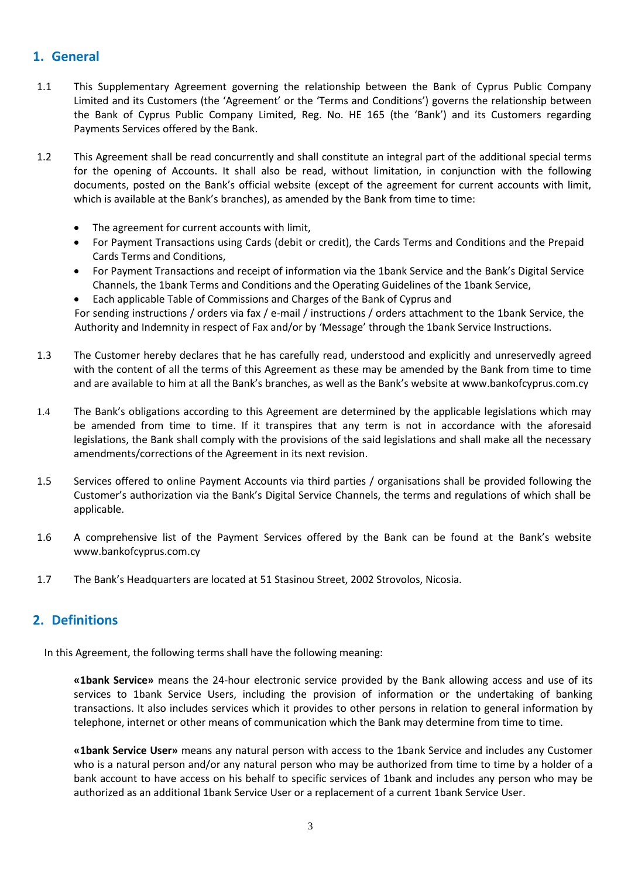## 1. General

1.1 This Supplementary Agreement governing the relationship between the Bank of Cyprus Public Company Limited and its Customers (the 'Agreement' or the 'Terms and Conditions') governs the relationship between the Bank of Cyprus Public Company Limited, Reg. No. HE 165 (the 'Bank') and its Customers regarding Payments Services offered by the Bank.

1.2 This Agreement shall be read concurrently and shall constitute an integral part of the additional special terms for the opening of Accounts. It shall also be read, without limitation, in conjunction with the following documents, posted on the Bank's official website (except of the agreement for current accounts with limit, which is available at the Bank's branches), as amended by the Bank from time to time:

- The agreement for current accounts with limit,
- For Payment Transactions using Cards (debit or credit), the Cards Terms and Conditions and the Prepaid Cards Terms and Conditions,
- For Payment Transactions and receipt of information via the 1bank Service and the Bank's Digital Service Channels, the 1bank Terms and Conditions and the Operating Guidelines of the 1bank Service,
- Each applicable Table of Commissions and Charges of the Bank of Cyprus and

For sending instructions / orders via fax / e-mail / instructions / orders attachment to the 1bank Service, the Authority and Indemnity in respect of Fax and/or by 'Message' through the 1bank Service Instructions.

1.3 The Customer hereby declares that he has carefully read, understood and explicitly and unreservedly agreed with the content of all the terms of this Agreement as these may be amended by the Bank from time to time and are available to him at all the Bank's branches, as well as the Bank's website at www.bankofcyprus.com.cy

1.4 The Bank's obligations according to this Agreement are determined by the applicable legislations which may be amended from time to time. If it transpires that any term is not in accordance with the aforesaid legislations, the Bank shall comply with the provisions of the said legislations and shall make all the necessary amendments/corrections of the Agreement in its next revision.

1.5 Services offered to online Payment Accounts via third parties / organisations shall be provided following the Customer's authorization via the Bank's Digital Service Channels, the terms and regulations of which shall be applicable.

1.6 A comprehensive list of the Payment Services offered by the Bank can be found at the Bank's website www.bankofcyprus.com.cy

1.7 The Bank's Headquarters are located at 51 Stasinou Street, 2002 Strovolos, Nicosia.

## 2. Definitions

In this Agreement, the following terms shall have the following meaning:

**«1bank Service»** means the 24-hour electronic service provided by the Bank allowing access and use of its services to 1bank Service Users, including the provision of information or the undertaking of banking transactions. It also includes services which it provides to other persons in relation to general information by telephone, internet or other means of communication which the Bank may determine from time to time.

**«1bank Service User»** means any natural person with access to the 1bank Service and includes any Customer who is a natural person and/or any natural person who may be authorized from time to time by a holder of a bank account to have access on his behalf to specific services of 1bank and includes any person who may be authorized as an additional 1bank Service User or a replacement of a current 1bank Service User.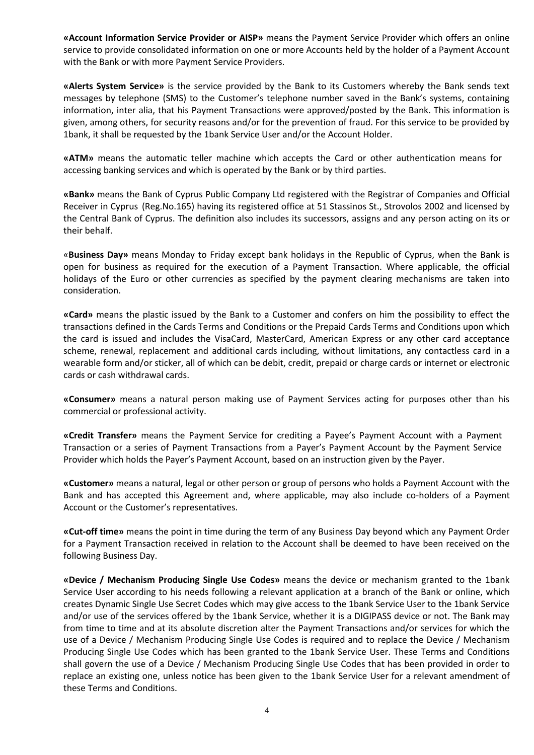**«Account Information Service Provider or AISP»** means the Payment Service Provider which offers an online service to provide consolidated information on one or more Accounts held by the holder of a Payment Account with the Bank or with more Payment Service Providers.

**«Alerts System Service»** is the service provided by the Bank to its Customers whereby the Bank sends text messages by telephone (SMS) to the Customer's telephone number saved in the Bank's systems, containing information, inter alia, that his Payment Transactions were approved/posted by the Bank. This information is given, among others, for security reasons and/or for the prevention of fraud. For this service to be provided by 1bank, it shall be requested by the 1bank Service User and/or the Account Holder.

**«ATM»** means the automatic teller machine which accepts the Card or other authentication means for accessing banking services and which is operated by the Bank or by third parties.

**«Bank»** means the Bank of Cyprus Public Company Ltd registered with the Registrar of Companies and Official Receiver in Cyprus (Reg.No.165) having its registered office at 51 Stassinos St., Strovolos 2002 and licensed by the Central Bank of Cyprus. The definition also includes its successors, assigns and any person acting on its or their behalf.

«**Business Day»** means Monday to Friday except bank holidays in the Republic of Cyprus, when the Bank is open for business as required for the execution of a Payment Transaction. Where applicable, the official holidays of the Euro or other currencies as specified by the payment clearing mechanisms are taken into consideration.

**«Card»** means the plastic issued by the Bank to a Customer and confers on him the possibility to effect the transactions defined in the Cards Terms and Conditions or the Prepaid Cards Terms and Conditions upon which the card is issued and includes the VisaCard, MasterCard, American Express or any other card acceptance scheme, renewal, replacement and additional cards including, without limitations, any contactless card in a wearable form and/or sticker, all of which can be debit, credit, prepaid or charge cards or internet or electronic cards or cash withdrawal cards.

**«Consumer»** means a natural person making use of Payment Services acting for purposes other than his commercial or professional activity.

**«Credit Transfer»** means the Payment Service for crediting a Payee's Payment Account with a Payment Transaction or a series of Payment Transactions from a Payer's Payment Account by the Payment Service Provider which holds the Payer's Payment Account, based on an instruction given by the Payer.

**«Customer»** means a natural, legal or other person or group of persons who holds a Payment Account with the Bank and has accepted this Agreement and, where applicable, may also include co-holders of a Payment Account or the Customer's representatives.

**«Cut-off time»** means the point in time during the term of any Business Day beyond which any Payment Order for a Payment Transaction received in relation to the Account shall be deemed to have been received on the following Business Day.

**«Device / Mechanism Producing Single Use Codes»** means the device or mechanism granted to the 1bank Service User according to his needs following a relevant application at a branch of the Bank or online, which creates Dynamic Single Use Secret Codes which may give access to the 1bank Service User to the 1bank Service and/or use of the services offered by the 1bank Service, whether it is a DIGIPASS device or not. The Bank may from time to time and at its absolute discretion alter the Payment Transactions and/or services for which the use of a Device / Mechanism Producing Single Use Codes is required and to replace the Device / Mechanism Producing Single Use Codes which has been granted to the 1bank Service User. These Terms and Conditions shall govern the use of a Device / Mechanism Producing Single Use Codes that has been provided in order to replace an existing one, unless notice has been given to the 1bank Service User for a relevant amendment of these Terms and Conditions.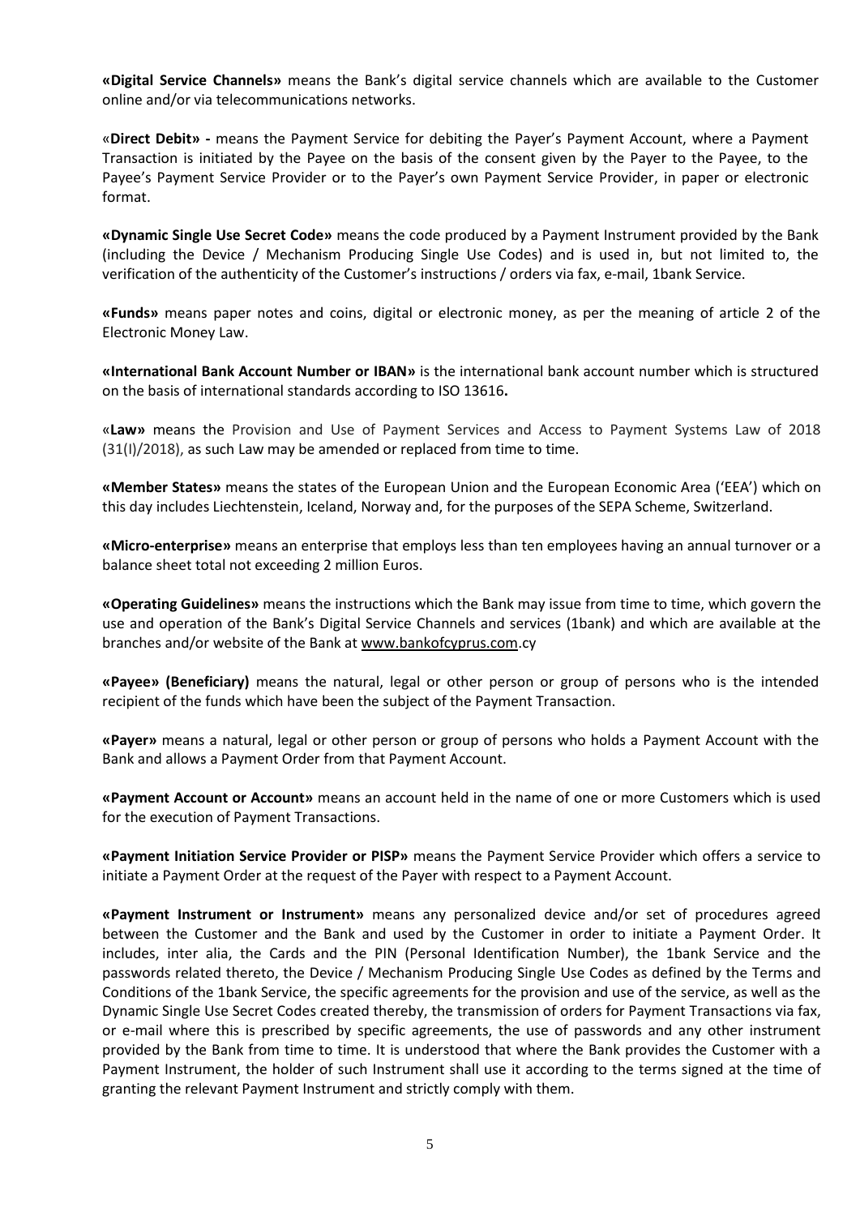**«Digital Service Channels»** means the Bank's digital service channels which are available to the Customer online and/or via telecommunications networks.

«**Direct Debit» -** means the Payment Service for debiting the Payer's Payment Account, where a Payment Transaction is initiated by the Payee on the basis of the consent given by the Payer to the Payee, to the Payee's Payment Service Provider or to the Payer's own Payment Service Provider, in paper or electronic format.

**«Dynamic Single Use Secret Code»** means the code produced by a Payment Instrument provided by the Bank (including the Device / Mechanism Producing Single Use Codes) and is used in, but not limited to, the verification of the authenticity of the Customer's instructions / orders via fax, e-mail, 1bank Service.

**«Funds»** means paper notes and coins, digital or electronic money, as per the meaning of article 2 of the Electronic Money Law.

**«International Bank Account Number or IBAN»** is the international bank account number which is structured on the basis of international standards according to ISO 13616**.**

«**Law»** means the Provision and Use of Payment Services and Access to Payment Systems Law of 2018 (31(I)/2018), as such Law may be amended or replaced from time to time.

**«Member States»** means the states of the European Union and the European Economic Area ('EEA') which on this day includes Liechtenstein, Iceland, Norway and, for the purposes of the SEPA Scheme, Switzerland.

**«Micro-enterprise»** means an enterprise that employs less than ten employees having an annual turnover or a balance sheet total not exceeding 2 million Euros.

**«Operating Guidelines»** means the instructions which the Bank may issue from time to time, which govern the use and operation of the Bank's Digital Service Channels and services (1bank) and which are available at the branches and/or website of the Bank at www.bankofcyprus.com.cy

**«Payee» (Beneficiary)** means the natural, legal or other person or group of persons who is the intended recipient of the funds which have been the subject of the Payment Transaction.

**«Payer»** means a natural, legal or other person or group of persons who holds a Payment Account with the Bank and allows a Payment Order from that Payment Account.

**«Payment Account or Account»** means an account held in the name of one or more Customers which is used for the execution of Payment Transactions.

**«Payment Initiation Service Provider or PISP»** means the Payment Service Provider which offers a service to initiate a Payment Order at the request of the Payer with respect to a Payment Account.

**«Payment Instrument or Instrument»** means any personalized device and/or set of procedures agreed between the Customer and the Bank and used by the Customer in order to initiate a Payment Order. It includes, inter alia, the Cards and the PIN (Personal Identification Number), the 1bank Service and the passwords related thereto, the Device / Mechanism Producing Single Use Codes as defined by the Terms and Conditions of the 1bank Service, the specific agreements for the provision and use of the service, as well as the Dynamic Single Use Secret Codes created thereby, the transmission of orders for Payment Transactions via fax, or e-mail where this is prescribed by specific agreements, the use of passwords and any other instrument provided by the Bank from time to time. It is understood that where the Bank provides the Customer with a Payment Instrument, the holder of such Instrument shall use it according to the terms signed at the time of granting the relevant Payment Instrument and strictly comply with them.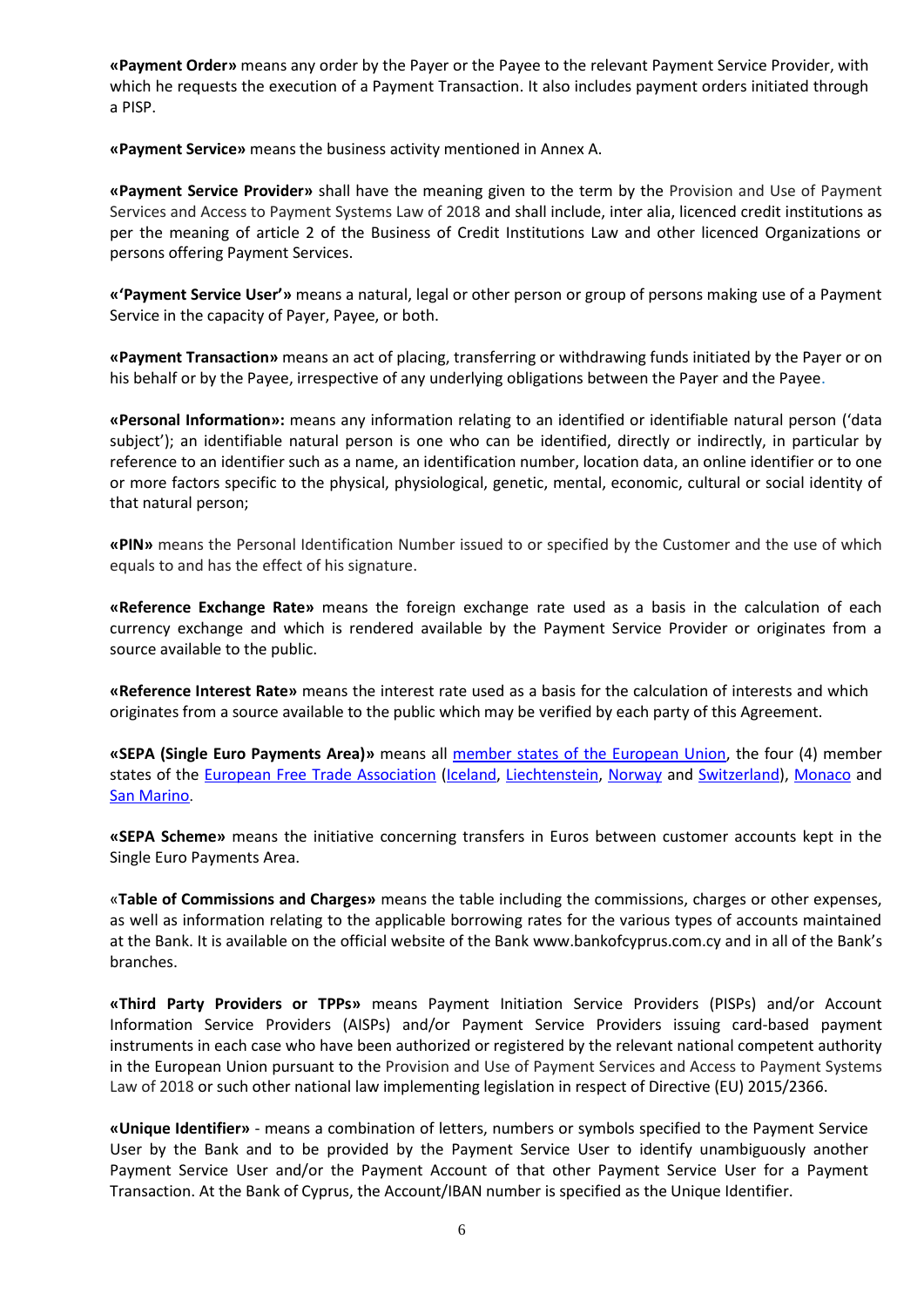**«Payment Order»** means any order by the Payer or the Payee to the relevant Payment Service Provider, with which he requests the execution of a Payment Transaction. It also includes payment orders initiated through a PISP.

**«Payment Service»** means the business activity mentioned in Annex A.

**«Payment Service Provider»** shall have the meaning given to the term by the Provision and Use of Payment Services and Access to Payment Systems Law of 2018 and shall include, inter alia, licenced credit institutions as per the meaning of article 2 of the Business of Credit Institutions Law and other licenced Organizations or persons offering Payment Services.

**«'Payment Service User'»** means a natural, legal or other person or group of persons making use of a Payment Service in the capacity of Payer, Payee, or both.

**«Payment Transaction»** means an act of placing, transferring or withdrawing funds initiated by the Payer or on his behalf or by the Payee, irrespective of any underlying obligations between the Payer and the Payee.

**«Personal Information»:** means any information relating to an identified or identifiable natural person ('data subject'); an identifiable natural person is one who can be identified, directly or indirectly, in particular by reference to an identifier such as a name, an identification number, location data, an online identifier or to one or more factors specific to the physical, physiological, genetic, mental, economic, cultural or social identity of that natural person;

**«PIN»** means the Personal Identification Number issued to or specified by the Customer and the use of which equals to and has the effect of his signature.

**«Reference Exchange Rate»** means the foreign exchange rate used as a basis in the calculation of each currency exchange and which is rendered available by the Payment Service Provider or originates from a source available to the public.

**«Reference Interest Rate»** means the interest rate used as a basis for the calculation of interests and which originates from a source available to the public which may be verified by each party of this Agreement.

**«SEPA (Single Euro Payments Area)»** means all member states of the European Union, the four (4) member states of the European Free Trade Association (Iceland, Liechtenstein, Norway and Switzerland), Monaco and San Marino.

**«SEPA Scheme»** means the initiative concerning transfers in Euros between customer accounts kept in the Single Euro Payments Area.

«**Table of Commissions and Charges»** means the table including the commissions, charges or other expenses, as well as information relating to the applicable borrowing rates for the various types of accounts maintained at the Bank. It is available on the official website of the Bank www.bankofcyprus.com.cy and in all of the Bank's branches.

**«Third Party Providers or TPPs»** means Payment Initiation Service Providers (PISPs) and/or Account Information Service Providers (AISPs) and/or Payment Service Providers issuing card-based payment instruments in each case who have been authorized or registered by the relevant national competent authority in the European Union pursuant to the Provision and Use of Payment Services and Access to Payment Systems Law of 2018 or such other national law implementing legislation in respect of Directive (EU) 2015/2366.

**«Unique Identifier»** - means a combination of letters, numbers or symbols specified to the Payment Service User by the Bank and to be provided by the Payment Service User to identify unambiguously another Payment Service User and/or the Payment Account of that other Payment Service User for a Payment Transaction. At the Bank of Cyprus, the Account/IBAN number is specified as the Unique Identifier.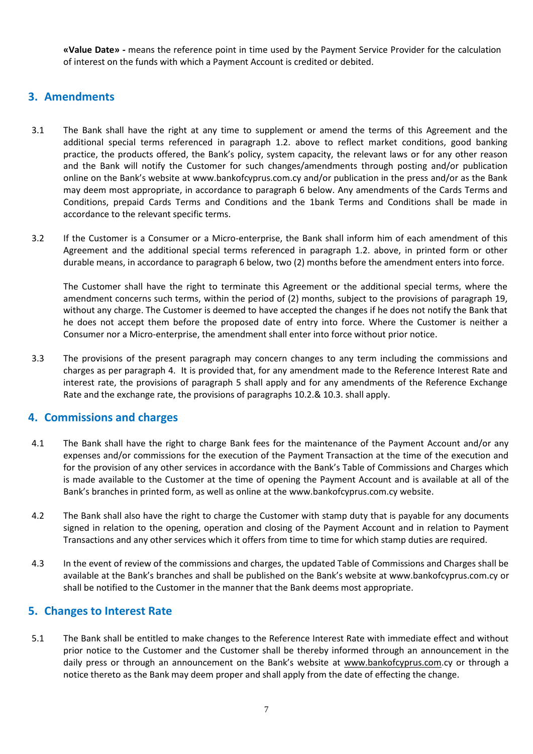**«Value Date» -** means the reference point in time used by the Payment Service Provider for the calculation of interest on the funds with which a Payment Account is credited or debited.

## 3. Amendments

3.1 The Bank shall have the right at any time to supplement or amend the terms of this Agreement and the additional special terms referenced in paragraph 1.2. above to reflect market conditions, good banking practice, the products offered, the Bank's policy, system capacity, the relevant laws or for any other reason and the Bank will notify the Customer for such changes/amendments through posting and/or publication online on the Bank's website at www.bankofcyprus.com.cy and/or publication in the press and/or as the Bank may deem most appropriate, in accordance to paragraph 6 below. Any amendments of the Cards Terms and Conditions, prepaid Cards Terms and Conditions and the 1bank Terms and Conditions shall be made in accordance to the relevant specific terms.

3.2 If the Customer is a Consumer or a Micro-enterprise, the Bank shall inform him of each amendment of this Agreement and the additional special terms referenced in paragraph 1.2. above, in printed form or other durable means, in accordance to paragraph 6 below, two (2) months before the amendment enters into force.

The Customer shall have the right to terminate this Agreement or the additional special terms, where the amendment concerns such terms, within the period of (2) months, subject to the provisions of paragraph 19, without any charge. The Customer is deemed to have accepted the changes if he does not notify the Bank that he does not accept them before the proposed date of entry into force. Where the Customer is neither a Consumer nor a Micro-enterprise, the amendment shall enter into force without prior notice.

3.3 The provisions of the present paragraph may concern changes to any term including the commissions and charges as per paragraph 4. It is provided that, for any amendment made to the Reference Interest Rate and interest rate, the provisions of paragraph 5 shall apply and for any amendments of the Reference Exchange Rate and the exchange rate, the provisions of paragraphs 10.2.& 10.3. shall apply.

## 4. Commissions and charges

4.1 The Bank shall have the right to charge Bank fees for the maintenance of the Payment Account and/or any expenses and/or commissions for the execution of the Payment Transaction at the time of the execution and for the provision of any other services in accordance with the Bank's Table of Commissions and Charges which is made available to the Customer at the time of opening the Payment Account and is available at all of the Bank's branches in printed form, as well as online at the www.bankofcyprus.com.cy website.

4.2 The Bank shall also have the right to charge the Customer with stamp duty that is payable for any documents signed in relation to the opening, operation and closing of the Payment Account and in relation to Payment Transactions and any other services which it offers from time to time for which stamp duties are required.

4.3 In the event of review of the commissions and charges, the updated Table of Commissions and Charges shall be available at the Bank's branches and shall be published on the Bank's website at www.bankofcyprus.com.cy or shall be notified to the Customer in the manner that the Bank deems most appropriate.

## 5. Changes to Interest Rate

5.1 The Bank shall be entitled to make changes to the Reference Interest Rate with immediate effect and without prior notice to the Customer and the Customer shall be thereby informed through an announcement in the daily press or through an announcement on the Bank's website at www.bankofcyprus.com.cy or through a notice thereto as the Bank may deem proper and shall apply from the date of effecting the change.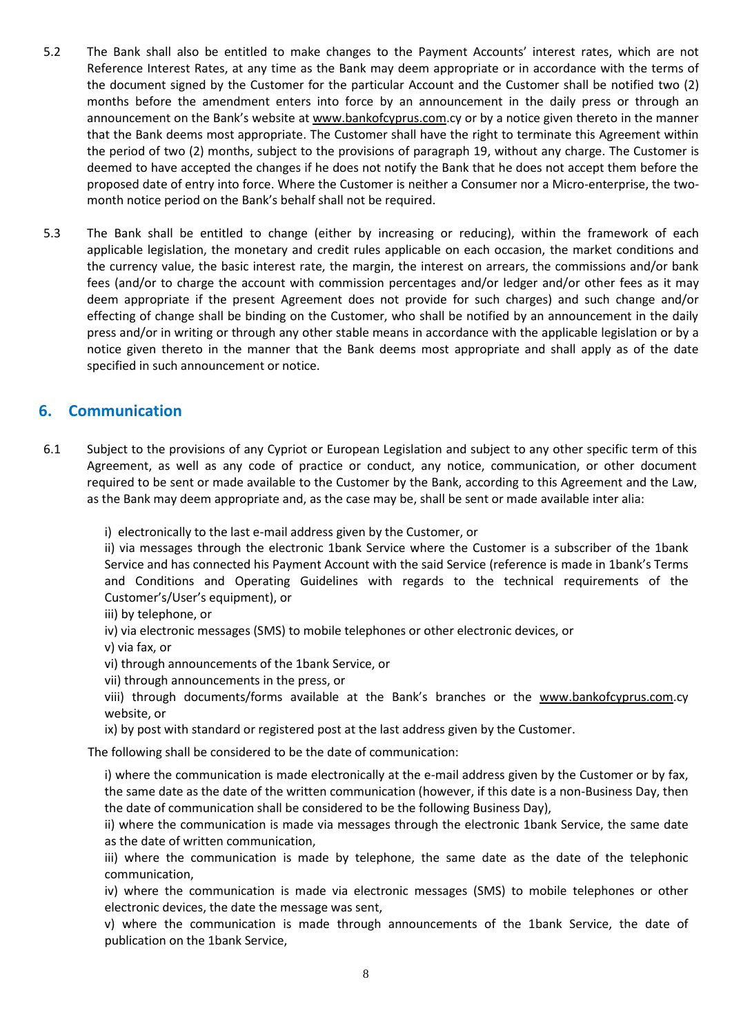5.2 The Bank shall also be entitled to make changes to the Payment Accounts' interest rates, which are not Reference Interest Rates, at any time as the Bank may deem appropriate or in accordance with the terms of the document signed by the Customer for the particular Account and the Customer shall be notified two (2) months before the amendment enters into force by an announcement in the daily press or through an announcement on the Bank's website at www.bankofcyprus.com.cy or by a notice given thereto in the manner that the Bank deems most appropriate. The Customer shall have the right to terminate this Agreement within the period of two (2) months, subject to the provisions of paragraph 19, without any charge. The Customer is deemed to have accepted the changes if he does not notify the Bank that he does not accept them before the proposed date of entry into force. Where the Customer is neither a Consumer nor a Micro-enterprise, the two-month notice period on the Bank's behalf shall not be required.

5.3 The Bank shall be entitled to change (either by increasing or reducing), within the framework of each applicable legislation, the monetary and credit rules applicable on each occasion, the market conditions and the currency value, the basic interest rate, the margin, the interest on arrears, the commissions and/or bank fees (and/or to charge the account with commission percentages and/or ledger and/or other fees as it may deem appropriate if the present Agreement does not provide for such charges) and such change and/or effecting of change shall be binding on the Customer, who shall be notified by an announcement in the daily press and/or in writing or through any other stable means in accordance with the applicable legislation or by a notice given thereto in the manner that the Bank deems most appropriate and shall apply as of the date specified in such announcement or notice.

## 6. Communication

6.1 Subject to the provisions of any Cypriot or European Legislation and subject to any other specific term of this Agreement, as well as any code of practice or conduct, any notice, communication, or other document required to be sent or made available to the Customer by the Bank, according to this Agreement and the Law, as the Bank may deem appropriate and, as the case may be, shall be sent or made available inter alia:

i) electronically to the last e-mail address given by the Customer, or
ii) via messages through the electronic 1bank Service where the Customer is a subscriber of the 1bank Service and has connected his Payment Account with the said Service (reference is made in 1bank's Terms and Conditions and Operating Guidelines with regards to the technical requirements of the Customer's/User's equipment), or
iii) by telephone, or
iv) via electronic messages (SMS) to mobile telephones or other electronic devices, or
v) via fax, or
vi) through announcements of the 1bank Service, or
vii) through announcements in the press, or
viii) through documents/forms available at the Bank's branches or the www.bankofcyprus.com.cy website, or
ix) by post with standard or registered post at the last address given by the Customer.

The following shall be considered to be the date of communication:

i) where the communication is made electronically at the e-mail address given by the Customer or by fax, the same date as the date of the written communication (however, if this date is a non-Business Day, then the date of communication shall be considered to be the following Business Day),
ii) where the communication is made via messages through the electronic 1bank Service, the same date as the date of written communication,
iii) where the communication is made by telephone, the same date as the date of the telephonic communication,
iv) where the communication is made via electronic messages (SMS) to mobile telephones or other electronic devices, the date the message was sent,
v) where the communication is made through announcements of the 1bank Service, the date of publication on the 1bank Service,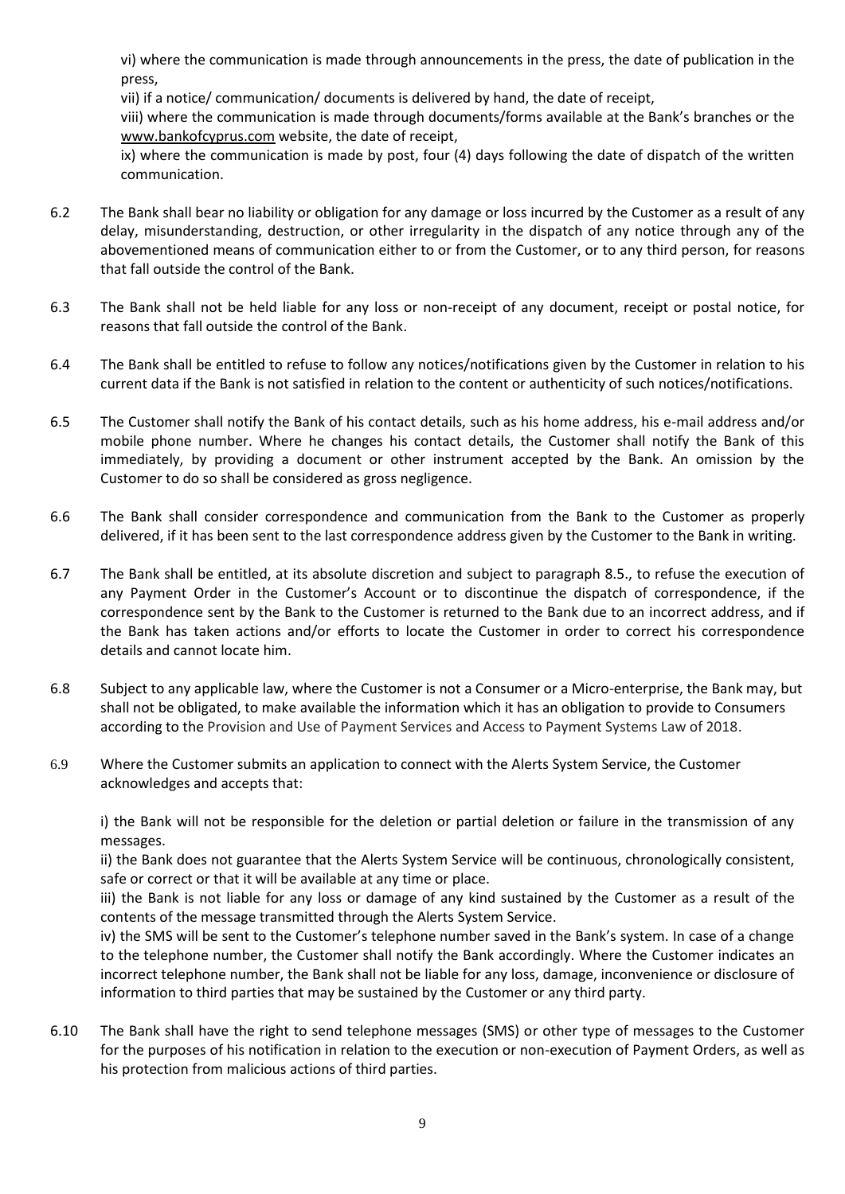vi) where the communication is made through announcements in the press, the date of publication in the press,

vii) if a notice/ communication/ documents is delivered by hand, the date of receipt,

viii) where the communication is made through documents/forms available at the Bank's branches or the www.bankofcyprus.com website, the date of receipt,

ix) where the communication is made by post, four (4) days following the date of dispatch of the written communication.

6.2 The Bank shall bear no liability or obligation for any damage or loss incurred by the Customer as a result of any delay, misunderstanding, destruction, or other irregularity in the dispatch of any notice through any of the abovementioned means of communication either to or from the Customer, or to any third person, for reasons that fall outside the control of the Bank.

6.3 The Bank shall not be held liable for any loss or non-receipt of any document, receipt or postal notice, for reasons that fall outside the control of the Bank.

6.4 The Bank shall be entitled to refuse to follow any notices/notifications given by the Customer in relation to his current data if the Bank is not satisfied in relation to the content or authenticity of such notices/notifications.

6.5 The Customer shall notify the Bank of his contact details, such as his home address, his e-mail address and/or mobile phone number. Where he changes his contact details, the Customer shall notify the Bank of this immediately, by providing a document or other instrument accepted by the Bank. An omission by the Customer to do so shall be considered as gross negligence.

6.6 The Bank shall consider correspondence and communication from the Bank to the Customer as properly delivered, if it has been sent to the last correspondence address given by the Customer to the Bank in writing.

6.7 The Bank shall be entitled, at its absolute discretion and subject to paragraph 8.5., to refuse the execution of any Payment Order in the Customer's Account or to discontinue the dispatch of correspondence, if the correspondence sent by the Bank to the Customer is returned to the Bank due to an incorrect address, and if the Bank has taken actions and/or efforts to locate the Customer in order to correct his correspondence details and cannot locate him.

6.8 Subject to any applicable law, where the Customer is not a Consumer or a Micro-enterprise, the Bank may, but shall not be obligated, to make available the information which it has an obligation to provide to Consumers according to the Provision and Use of Payment Services and Access to Payment Systems Law of 2018.

6.9 Where the Customer submits an application to connect with the Alerts System Service, the Customer acknowledges and accepts that:

i) the Bank will not be responsible for the deletion or partial deletion or failure in the transmission of any messages.

ii) the Bank does not guarantee that the Alerts System Service will be continuous, chronologically consistent, safe or correct or that it will be available at any time or place.

iii) the Bank is not liable for any loss or damage of any kind sustained by the Customer as a result of the contents of the message transmitted through the Alerts System Service.

iv) the SMS will be sent to the Customer's telephone number saved in the Bank's system. In case of a change to the telephone number, the Customer shall notify the Bank accordingly. Where the Customer indicates an incorrect telephone number, the Bank shall not be liable for any loss, damage, inconvenience or disclosure of information to third parties that may be sustained by the Customer or any third party.

6.10 The Bank shall have the right to send telephone messages (SMS) or other type of messages to the Customer for the purposes of his notification in relation to the execution or non-execution of Payment Orders, as well as his protection from malicious actions of third parties.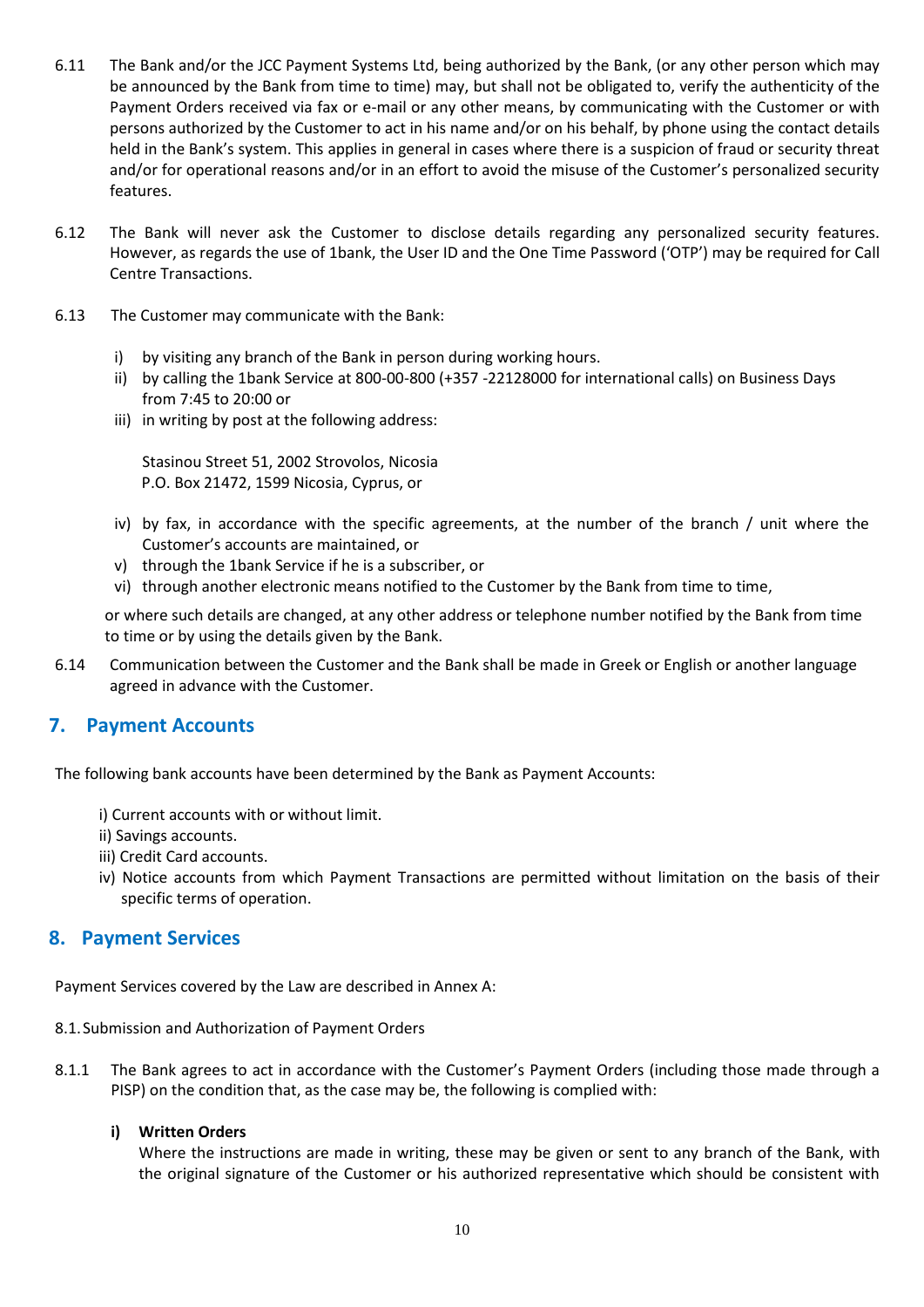6.11 The Bank and/or the JCC Payment Systems Ltd, being authorized by the Bank, (or any other person which may be announced by the Bank from time to time) may, but shall not be obligated to, verify the authenticity of the Payment Orders received via fax or e-mail or any other means, by communicating with the Customer or with persons authorized by the Customer to act in his name and/or on his behalf, by phone using the contact details held in the Bank's system. This applies in general in cases where there is a suspicion of fraud or security threat and/or for operational reasons and/or in an effort to avoid the misuse of the Customer's personalized security features.

6.12 The Bank will never ask the Customer to disclose details regarding any personalized security features. However, as regards the use of 1bank, the User ID and the One Time Password ('OTP') may be required for Call Centre Transactions.

6.13 The Customer may communicate with the Bank:

i) by visiting any branch of the Bank in person during working hours.
ii) by calling the 1bank Service at 800-00-800 (+357 -22128000 for international calls) on Business Days from 7:45 to 20:00 or
iii) in writing by post at the following address:

Stasinou Street 51, 2002 Strovolos, Nicosia
P.O. Box 21472, 1599 Nicosia, Cyprus, or

iv) by fax, in accordance with the specific agreements, at the number of the branch / unit where the Customer's accounts are maintained, or
v) through the 1bank Service if he is a subscriber, or
vi) through another electronic means notified to the Customer by the Bank from time to time,

or where such details are changed, at any other address or telephone number notified by the Bank from time to time or by using the details given by the Bank.

6.14 Communication between the Customer and the Bank shall be made in Greek or English or another language agreed in advance with the Customer.

## 7. Payment Accounts

The following bank accounts have been determined by the Bank as Payment Accounts:

i) Current accounts with or without limit.
ii) Savings accounts.
iii) Credit Card accounts.
iv) Notice accounts from which Payment Transactions are permitted without limitation on the basis of their specific terms of operation.

## 8. Payment Services

Payment Services covered by the Law are described in Annex A:

8.1. Submission and Authorization of Payment Orders

8.1.1 The Bank agrees to act in accordance with the Customer's Payment Orders (including those made through a PISP) on the condition that, as the case may be, the following is complied with:

**i) Written Orders**

Where the instructions are made in writing, these may be given or sent to any branch of the Bank, with the original signature of the Customer or his authorized representative which should be consistent with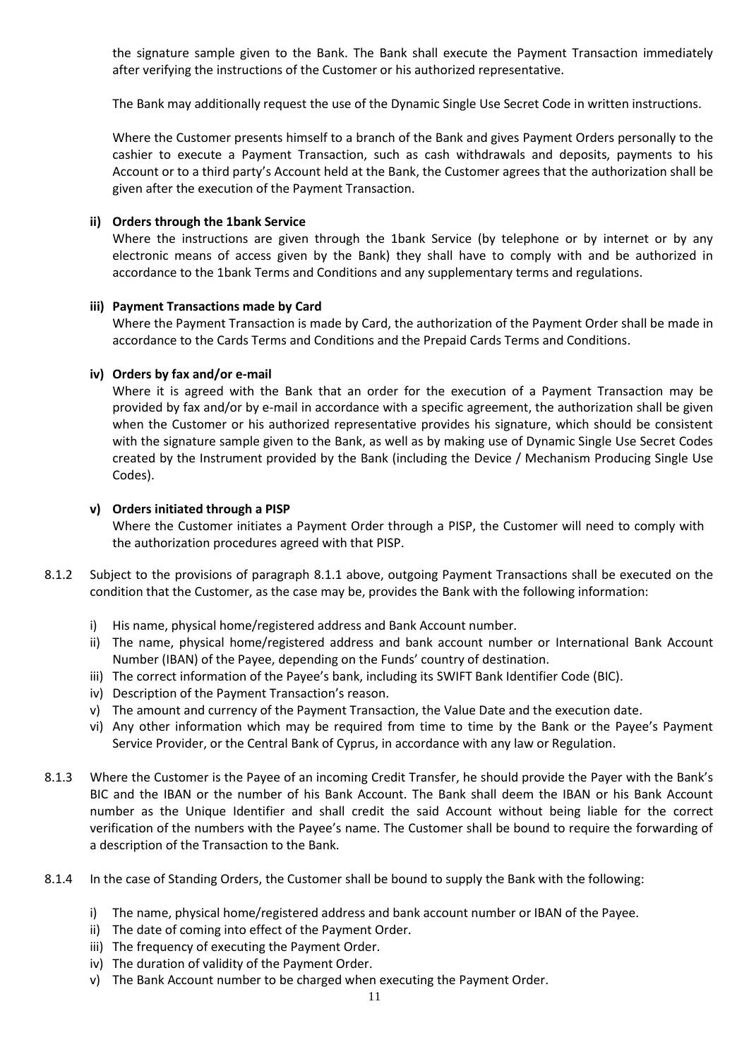the signature sample given to the Bank. The Bank shall execute the Payment Transaction immediately after verifying the instructions of the Customer or his authorized representative.

The Bank may additionally request the use of the Dynamic Single Use Secret Code in written instructions.

Where the Customer presents himself to a branch of the Bank and gives Payment Orders personally to the cashier to execute a Payment Transaction, such as cash withdrawals and deposits, payments to his Account or to a third party's Account held at the Bank, the Customer agrees that the authorization shall be given after the execution of the Payment Transaction.

**ii) Orders through the 1bank Service**

Where the instructions are given through the 1bank Service (by telephone or by internet or by any electronic means of access given by the Bank) they shall have to comply with and be authorized in accordance to the 1bank Terms and Conditions and any supplementary terms and regulations.

**iii) Payment Transactions made by Card**

Where the Payment Transaction is made by Card, the authorization of the Payment Order shall be made in accordance to the Cards Terms and Conditions and the Prepaid Cards Terms and Conditions.

**iv) Orders by fax and/or e-mail**

Where it is agreed with the Bank that an order for the execution of a Payment Transaction may be provided by fax and/or by e-mail in accordance with a specific agreement, the authorization shall be given when the Customer or his authorized representative provides his signature, which should be consistent with the signature sample given to the Bank, as well as by making use of Dynamic Single Use Secret Codes created by the Instrument provided by the Bank (including the Device / Mechanism Producing Single Use Codes).

**v) Orders initiated through a PISP**

Where the Customer initiates a Payment Order through a PISP, the Customer will need to comply with the authorization procedures agreed with that PISP.

8.1.2 Subject to the provisions of paragraph 8.1.1 above, outgoing Payment Transactions shall be executed on the condition that the Customer, as the case may be, provides the Bank with the following information:

i) His name, physical home/registered address and Bank Account number.
ii) The name, physical home/registered address and bank account number or International Bank Account Number (IBAN) of the Payee, depending on the Funds' country of destination.
iii) The correct information of the Payee's bank, including its SWIFT Bank Identifier Code (BIC).
iv) Description of the Payment Transaction's reason.
v) The amount and currency of the Payment Transaction, the Value Date and the execution date.
vi) Any other information which may be required from time to time by the Bank or the Payee's Payment Service Provider, or the Central Bank of Cyprus, in accordance with any law or Regulation.

8.1.3 Where the Customer is the Payee of an incoming Credit Transfer, he should provide the Payer with the Bank's BIC and the IBAN or the number of his Bank Account. The Bank shall deem the IBAN or his Bank Account number as the Unique Identifier and shall credit the said Account without being liable for the correct verification of the numbers with the Payee's name. The Customer shall be bound to require the forwarding of a description of the Transaction to the Bank.

8.1.4 In the case of Standing Orders, the Customer shall be bound to supply the Bank with the following:

i) The name, physical home/registered address and bank account number or IBAN of the Payee.
ii) The date of coming into effect of the Payment Order.
iii) The frequency of executing the Payment Order.
iv) The duration of validity of the Payment Order.
v) The Bank Account number to be charged when executing the Payment Order.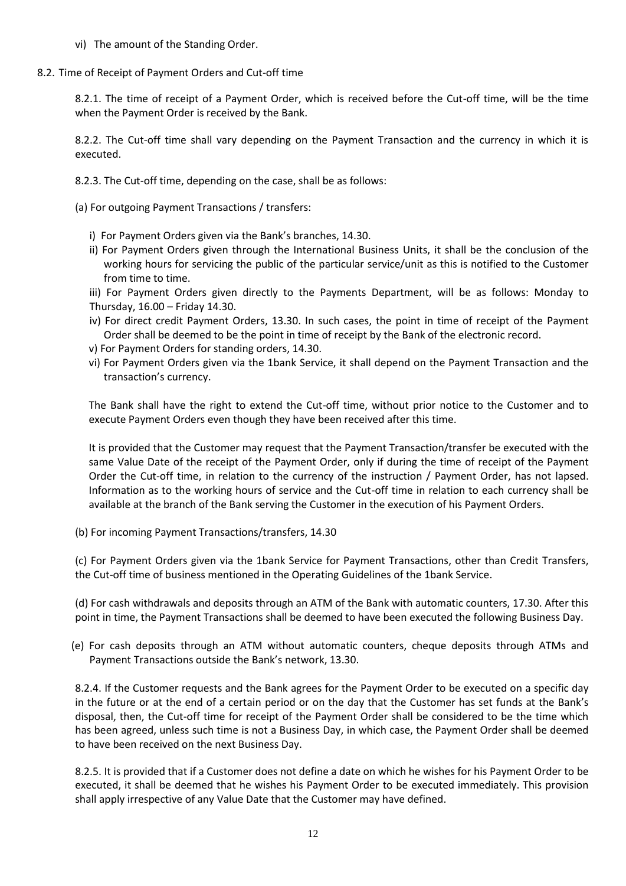vi) The amount of the Standing Order.

8.2. Time of Receipt of Payment Orders and Cut-off time

8.2.1. The time of receipt of a Payment Order, which is received before the Cut-off time, will be the time when the Payment Order is received by the Bank.

8.2.2. The Cut-off time shall vary depending on the Payment Transaction and the currency in which it is executed.

8.2.3. The Cut-off time, depending on the case, shall be as follows:

(a) For outgoing Payment Transactions / transfers:

i) For Payment Orders given via the Bank's branches, 14.30.

ii) For Payment Orders given through the International Business Units, it shall be the conclusion of the working hours for servicing the public of the particular service/unit as this is notified to the Customer from time to time.

iii) For Payment Orders given directly to the Payments Department, will be as follows: Monday to Thursday, 16.00 – Friday 14.30.

iv) For direct credit Payment Orders, 13.30. In such cases, the point in time of receipt of the Payment Order shall be deemed to be the point in time of receipt by the Bank of the electronic record.

v) For Payment Orders for standing orders, 14.30.

vi) For Payment Orders given via the 1bank Service, it shall depend on the Payment Transaction and the transaction's currency.

The Bank shall have the right to extend the Cut-off time, without prior notice to the Customer and to execute Payment Orders even though they have been received after this time.

It is provided that the Customer may request that the Payment Transaction/transfer be executed with the same Value Date of the receipt of the Payment Order, only if during the time of receipt of the Payment Order the Cut-off time, in relation to the currency of the instruction / Payment Order, has not lapsed. Information as to the working hours of service and the Cut-off time in relation to each currency shall be available at the branch of the Bank serving the Customer in the execution of his Payment Orders.

(b) For incoming Payment Transactions/transfers, 14.30

(c) For Payment Orders given via the 1bank Service for Payment Transactions, other than Credit Transfers, the Cut-off time of business mentioned in the Operating Guidelines of the 1bank Service.

(d) For cash withdrawals and deposits through an ATM of the Bank with automatic counters, 17.30. After this point in time, the Payment Transactions shall be deemed to have been executed the following Business Day.

(e) For cash deposits through an ATM without automatic counters, cheque deposits through ATMs and Payment Transactions outside the Bank's network, 13.30.

8.2.4. If the Customer requests and the Bank agrees for the Payment Order to be executed on a specific day in the future or at the end of a certain period or on the day that the Customer has set funds at the Bank's disposal, then, the Cut-off time for receipt of the Payment Order shall be considered to be the time which has been agreed, unless such time is not a Business Day, in which case, the Payment Order shall be deemed to have been received on the next Business Day.

8.2.5. It is provided that if a Customer does not define a date on which he wishes for his Payment Order to be executed, it shall be deemed that he wishes his Payment Order to be executed immediately. This provision shall apply irrespective of any Value Date that the Customer may have defined.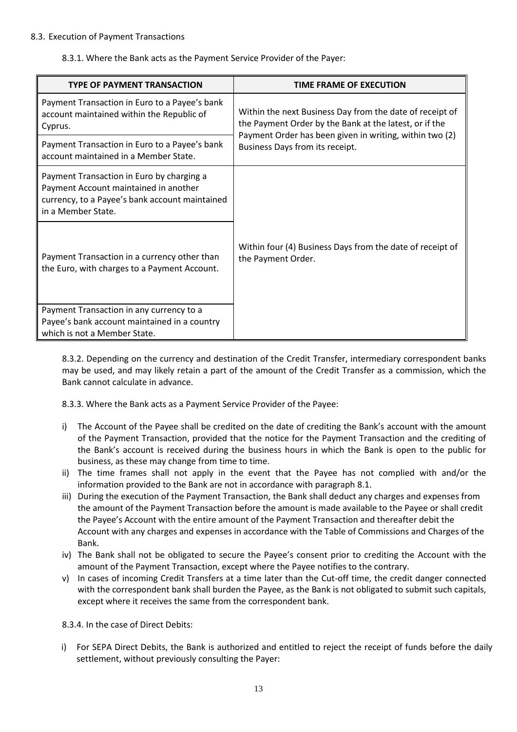8.3. Execution of Payment Transactions

8.3.1. Where the Bank acts as the Payment Service Provider of the Payer:

| TYPE OF PAYMENT TRANSACTION | TIME FRAME OF EXECUTION |
|---|---|
| Payment Transaction in Euro to a Payee's bank account maintained within the Republic of Cyprus. | Within the next Business Day from the date of receipt of the Payment Order by the Bank at the latest, or if the Payment Order has been given in writing, within two (2) Business Days from its receipt. |
| Payment Transaction in Euro to a Payee's bank account maintained in a Member State. | |
| Payment Transaction in Euro by charging a Payment Account maintained in another currency, to a Payee's bank account maintained in a Member State. | Within four (4) Business Days from the date of receipt of the Payment Order. |
| Payment Transaction in a currency other than the Euro, with charges to a Payment Account. | |
| Payment Transaction in any currency to a Payee's bank account maintained in a country which is not a Member State. | |

8.3.2. Depending on the currency and destination of the Credit Transfer, intermediary correspondent banks may be used, and may likely retain a part of the amount of the Credit Transfer as a commission, which the Bank cannot calculate in advance.

8.3.3. Where the Bank acts as a Payment Service Provider of the Payee:

i) The Account of the Payee shall be credited on the date of crediting the Bank's account with the amount of the Payment Transaction, provided that the notice for the Payment Transaction and the crediting of the Bank's account is received during the business hours in which the Bank is open to the public for business, as these may change from time to time.
ii) The time frames shall not apply in the event that the Payee has not complied with and/or the information provided to the Bank are not in accordance with paragraph 8.1.
iii) During the execution of the Payment Transaction, the Bank shall deduct any charges and expenses from the amount of the Payment Transaction before the amount is made available to the Payee or shall credit the Payee's Account with the entire amount of the Payment Transaction and thereafter debit the Account with any charges and expenses in accordance with the Table of Commissions and Charges of the Bank.
iv) The Bank shall not be obligated to secure the Payee's consent prior to crediting the Account with the amount of the Payment Transaction, except where the Payee notifies to the contrary.
v) In cases of incoming Credit Transfers at a time later than the Cut-off time, the credit danger connected with the correspondent bank shall burden the Payee, as the Bank is not obligated to submit such capitals, except where it receives the same from the correspondent bank.

8.3.4. In the case of Direct Debits:

i) For SEPA Direct Debits, the Bank is authorized and entitled to reject the receipt of funds before the daily settlement, without previously consulting the Payer: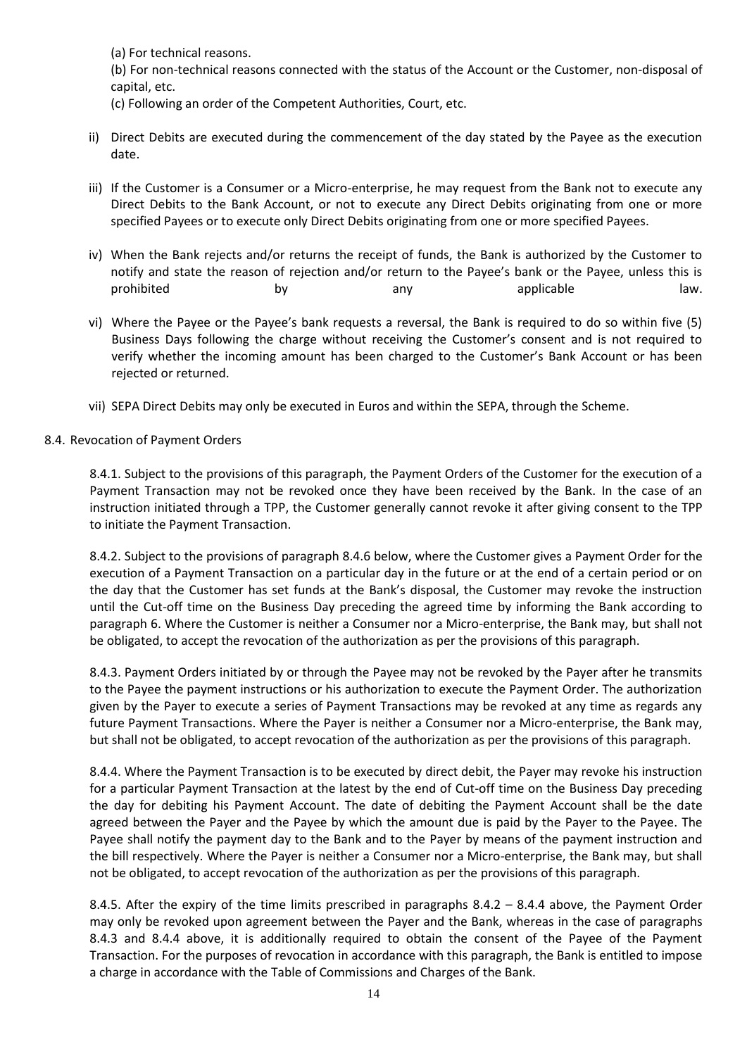(a) For technical reasons.

(b) For non-technical reasons connected with the status of the Account or the Customer, non-disposal of capital, etc.

(c) Following an order of the Competent Authorities, Court, etc.

ii) Direct Debits are executed during the commencement of the day stated by the Payee as the execution date.

iii) If the Customer is a Consumer or a Micro-enterprise, he may request from the Bank not to execute any Direct Debits to the Bank Account, or not to execute any Direct Debits originating from one or more specified Payees or to execute only Direct Debits originating from one or more specified Payees.

iv) When the Bank rejects and/or returns the receipt of funds, the Bank is authorized by the Customer to notify and state the reason of rejection and/or return to the Payee's bank or the Payee, unless this is prohibited by any applicable law.

vi) Where the Payee or the Payee's bank requests a reversal, the Bank is required to do so within five (5) Business Days following the charge without receiving the Customer's consent and is not required to verify whether the incoming amount has been charged to the Customer's Bank Account or has been rejected or returned.

vii) SEPA Direct Debits may only be executed in Euros and within the SEPA, through the Scheme.

8.4. Revocation of Payment Orders

8.4.1. Subject to the provisions of this paragraph, the Payment Orders of the Customer for the execution of a Payment Transaction may not be revoked once they have been received by the Bank. In the case of an instruction initiated through a TPP, the Customer generally cannot revoke it after giving consent to the TPP to initiate the Payment Transaction.

8.4.2. Subject to the provisions of paragraph 8.4.6 below, where the Customer gives a Payment Order for the execution of a Payment Transaction on a particular day in the future or at the end of a certain period or on the day that the Customer has set funds at the Bank's disposal, the Customer may revoke the instruction until the Cut-off time on the Business Day preceding the agreed time by informing the Bank according to paragraph 6. Where the Customer is neither a Consumer nor a Micro-enterprise, the Bank may, but shall not be obligated, to accept the revocation of the authorization as per the provisions of this paragraph.

8.4.3. Payment Orders initiated by or through the Payee may not be revoked by the Payer after he transmits to the Payee the payment instructions or his authorization to execute the Payment Order. The authorization given by the Payer to execute a series of Payment Transactions may be revoked at any time as regards any future Payment Transactions. Where the Payer is neither a Consumer nor a Micro-enterprise, the Bank may, but shall not be obligated, to accept revocation of the authorization as per the provisions of this paragraph.

8.4.4. Where the Payment Transaction is to be executed by direct debit, the Payer may revoke his instruction for a particular Payment Transaction at the latest by the end of Cut-off time on the Business Day preceding the day for debiting his Payment Account. The date of debiting the Payment Account shall be the date agreed between the Payer and the Payee by which the amount due is paid by the Payer to the Payee. The Payee shall notify the payment day to the Bank and to the Payer by means of the payment instruction and the bill respectively. Where the Payer is neither a Consumer nor a Micro-enterprise, the Bank may, but shall not be obligated, to accept revocation of the authorization as per the provisions of this paragraph.

8.4.5. After the expiry of the time limits prescribed in paragraphs 8.4.2 – 8.4.4 above, the Payment Order may only be revoked upon agreement between the Payer and the Bank, whereas in the case of paragraphs 8.4.3 and 8.4.4 above, it is additionally required to obtain the consent of the Payee of the Payment Transaction. For the purposes of revocation in accordance with this paragraph, the Bank is entitled to impose a charge in accordance with the Table of Commissions and Charges of the Bank.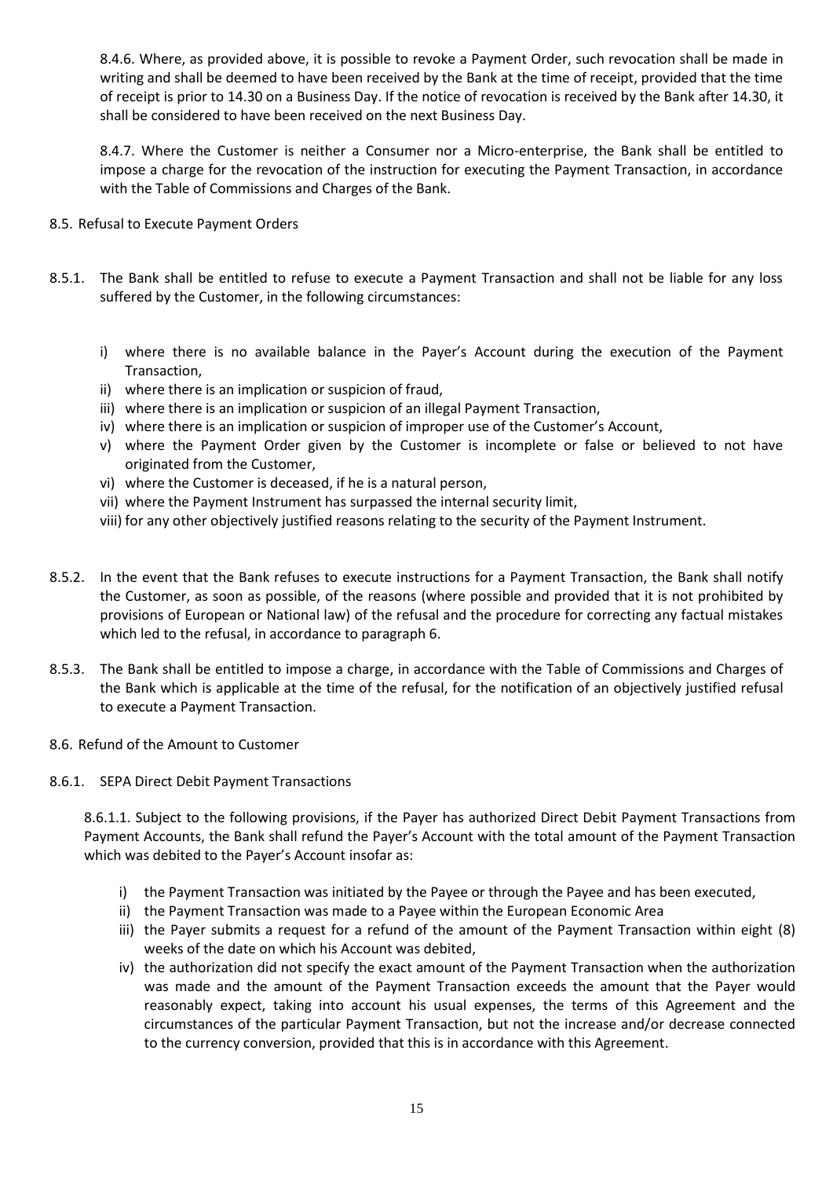8.4.6. Where, as provided above, it is possible to revoke a Payment Order, such revocation shall be made in writing and shall be deemed to have been received by the Bank at the time of receipt, provided that the time of receipt is prior to 14.30 on a Business Day. If the notice of revocation is received by the Bank after 14.30, it shall be considered to have been received on the next Business Day.

8.4.7. Where the Customer is neither a Consumer nor a Micro-enterprise, the Bank shall be entitled to impose a charge for the revocation of the instruction for executing the Payment Transaction, in accordance with the Table of Commissions and Charges of the Bank.

8.5. Refusal to Execute Payment Orders

8.5.1. The Bank shall be entitled to refuse to execute a Payment Transaction and shall not be liable for any loss suffered by the Customer, in the following circumstances:

i) where there is no available balance in the Payer's Account during the execution of the Payment Transaction,
ii) where there is an implication or suspicion of fraud,
iii) where there is an implication or suspicion of an illegal Payment Transaction,
iv) where there is an implication or suspicion of improper use of the Customer's Account,
v) where the Payment Order given by the Customer is incomplete or false or believed to not have originated from the Customer,
vi) where the Customer is deceased, if he is a natural person,
vii) where the Payment Instrument has surpassed the internal security limit,
viii) for any other objectively justified reasons relating to the security of the Payment Instrument.

8.5.2. In the event that the Bank refuses to execute instructions for a Payment Transaction, the Bank shall notify the Customer, as soon as possible, of the reasons (where possible and provided that it is not prohibited by provisions of European or National law) of the refusal and the procedure for correcting any factual mistakes which led to the refusal, in accordance to paragraph 6.

8.5.3. The Bank shall be entitled to impose a charge, in accordance with the Table of Commissions and Charges of the Bank which is applicable at the time of the refusal, for the notification of an objectively justified refusal to execute a Payment Transaction.

8.6. Refund of the Amount to Customer

8.6.1. SEPA Direct Debit Payment Transactions

8.6.1.1. Subject to the following provisions, if the Payer has authorized Direct Debit Payment Transactions from Payment Accounts, the Bank shall refund the Payer's Account with the total amount of the Payment Transaction which was debited to the Payer's Account insofar as:

i) the Payment Transaction was initiated by the Payee or through the Payee and has been executed,
ii) the Payment Transaction was made to a Payee within the European Economic Area
iii) the Payer submits a request for a refund of the amount of the Payment Transaction within eight (8) weeks of the date on which his Account was debited,
iv) the authorization did not specify the exact amount of the Payment Transaction when the authorization was made and the amount of the Payment Transaction exceeds the amount that the Payer would reasonably expect, taking into account his usual expenses, the terms of this Agreement and the circumstances of the particular Payment Transaction, but not the increase and/or decrease connected to the currency conversion, provided that this is in accordance with this Agreement.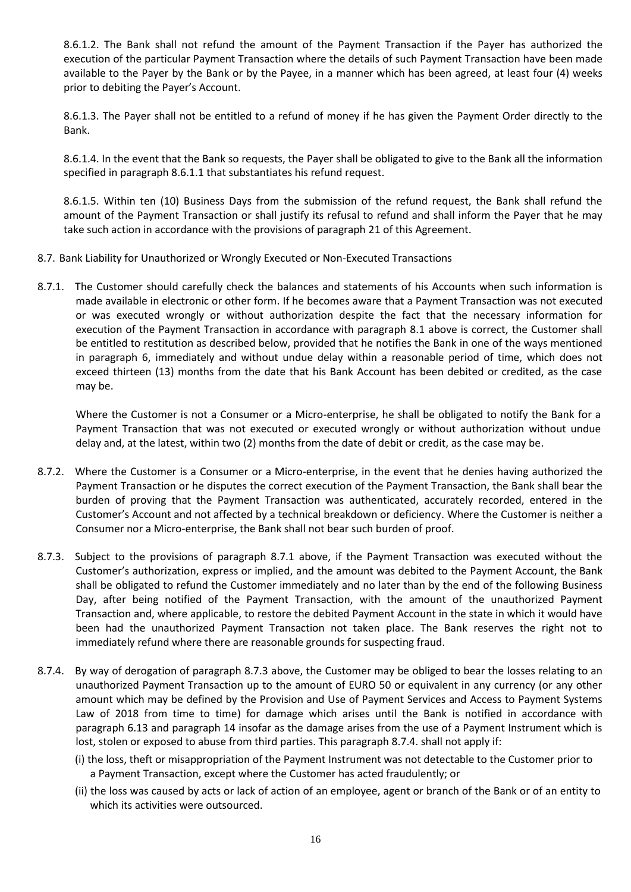8.6.1.2. The Bank shall not refund the amount of the Payment Transaction if the Payer has authorized the execution of the particular Payment Transaction where the details of such Payment Transaction have been made available to the Payer by the Bank or by the Payee, in a manner which has been agreed, at least four (4) weeks prior to debiting the Payer's Account.

8.6.1.3. The Payer shall not be entitled to a refund of money if he has given the Payment Order directly to the Bank.

8.6.1.4. In the event that the Bank so requests, the Payer shall be obligated to give to the Bank all the information specified in paragraph 8.6.1.1 that substantiates his refund request.

8.6.1.5. Within ten (10) Business Days from the submission of the refund request, the Bank shall refund the amount of the Payment Transaction or shall justify its refusal to refund and shall inform the Payer that he may take such action in accordance with the provisions of paragraph 21 of this Agreement.

8.7. Bank Liability for Unauthorized or Wrongly Executed or Non-Executed Transactions

8.7.1. The Customer should carefully check the balances and statements of his Accounts when such information is made available in electronic or other form. If he becomes aware that a Payment Transaction was not executed or was executed wrongly or without authorization despite the fact that the necessary information for execution of the Payment Transaction in accordance with paragraph 8.1 above is correct, the Customer shall be entitled to restitution as described below, provided that he notifies the Bank in one of the ways mentioned in paragraph 6, immediately and without undue delay within a reasonable period of time, which does not exceed thirteen (13) months from the date that his Bank Account has been debited or credited, as the case may be.

Where the Customer is not a Consumer or a Micro-enterprise, he shall be obligated to notify the Bank for a Payment Transaction that was not executed or executed wrongly or without authorization without undue delay and, at the latest, within two (2) months from the date of debit or credit, as the case may be.

8.7.2. Where the Customer is a Consumer or a Micro-enterprise, in the event that he denies having authorized the Payment Transaction or he disputes the correct execution of the Payment Transaction, the Bank shall bear the burden of proving that the Payment Transaction was authenticated, accurately recorded, entered in the Customer's Account and not affected by a technical breakdown or deficiency. Where the Customer is neither a Consumer nor a Micro-enterprise, the Bank shall not bear such burden of proof.

8.7.3. Subject to the provisions of paragraph 8.7.1 above, if the Payment Transaction was executed without the Customer's authorization, express or implied, and the amount was debited to the Payment Account, the Bank shall be obligated to refund the Customer immediately and no later than by the end of the following Business Day, after being notified of the Payment Transaction, with the amount of the unauthorized Payment Transaction and, where applicable, to restore the debited Payment Account in the state in which it would have been had the unauthorized Payment Transaction not taken place. The Bank reserves the right not to immediately refund where there are reasonable grounds for suspecting fraud.

8.7.4. By way of derogation of paragraph 8.7.3 above, the Customer may be obliged to bear the losses relating to an unauthorized Payment Transaction up to the amount of EURO 50 or equivalent in any currency (or any other amount which may be defined by the Provision and Use of Payment Services and Access to Payment Systems Law of 2018 from time to time) for damage which arises until the Bank is notified in accordance with paragraph 6.13 and paragraph 14 insofar as the damage arises from the use of a Payment Instrument which is lost, stolen or exposed to abuse from third parties. This paragraph 8.7.4. shall not apply if:

(i) the loss, theft or misappropriation of the Payment Instrument was not detectable to the Customer prior to a Payment Transaction, except where the Customer has acted fraudulently; or

(ii) the loss was caused by acts or lack of action of an employee, agent or branch of the Bank or of an entity to which its activities were outsourced.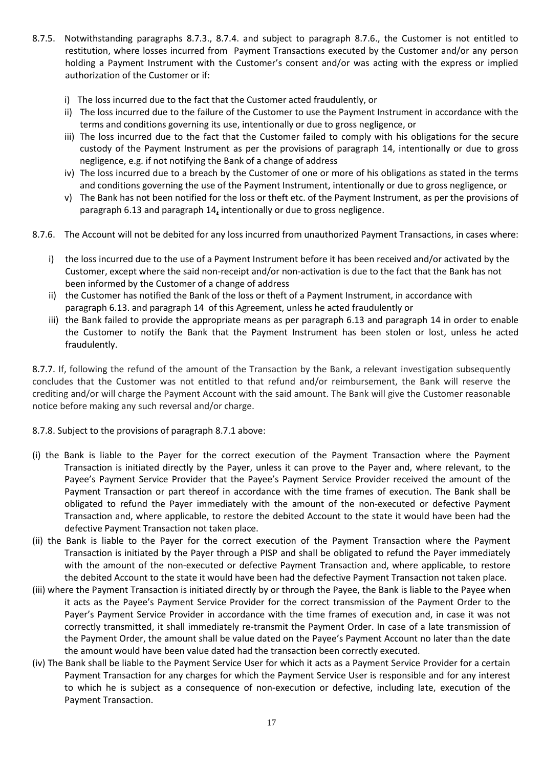8.7.5. Notwithstanding paragraphs 8.7.3., 8.7.4. and subject to paragraph 8.7.6., the Customer is not entitled to restitution, where losses incurred from Payment Transactions executed by the Customer and/or any person holding a Payment Instrument with the Customer's consent and/or was acting with the express or implied authorization of the Customer or if:

- i) The loss incurred due to the fact that the Customer acted fraudulently, or
- ii) The loss incurred due to the failure of the Customer to use the Payment Instrument in accordance with the terms and conditions governing its use, intentionally or due to gross negligence, or
- iii) The loss incurred due to the fact that the Customer failed to comply with his obligations for the secure custody of the Payment Instrument as per the provisions of paragraph 14, intentionally or due to gross negligence, e.g. if not notifying the Bank of a change of address
- iv) The loss incurred due to a breach by the Customer of one or more of his obligations as stated in the terms and conditions governing the use of the Payment Instrument, intentionally or due to gross negligence, or
- v) The Bank has not been notified for the loss or theft etc. of the Payment Instrument, as per the provisions of paragraph 6.13 and paragraph 14, intentionally or due to gross negligence.

8.7.6. The Account will not be debited for any loss incurred from unauthorized Payment Transactions, in cases where:

- i) the loss incurred due to the use of a Payment Instrument before it has been received and/or activated by the Customer, except where the said non-receipt and/or non-activation is due to the fact that the Bank has not been informed by the Customer of a change of address
- ii) the Customer has notified the Bank of the loss or theft of a Payment Instrument, in accordance with paragraph 6.13. and paragraph 14 of this Agreement, unless he acted fraudulently or
- iii) the Bank failed to provide the appropriate means as per paragraph 6.13 and paragraph 14 in order to enable the Customer to notify the Bank that the Payment Instrument has been stolen or lost, unless he acted fraudulently.

8.7.7. If, following the refund of the amount of the Transaction by the Bank, a relevant investigation subsequently concludes that the Customer was not entitled to that refund and/or reimbursement, the Bank will reserve the crediting and/or will charge the Payment Account with the said amount. The Bank will give the Customer reasonable notice before making any such reversal and/or charge.

8.7.8. Subject to the provisions of paragraph 8.7.1 above:

(i) the Bank is liable to the Payer for the correct execution of the Payment Transaction where the Payment Transaction is initiated directly by the Payer, unless it can prove to the Payer and, where relevant, to the Payee's Payment Service Provider that the Payee's Payment Service Provider received the amount of the Payment Transaction or part thereof in accordance with the time frames of execution. The Bank shall be obligated to refund the Payer immediately with the amount of the non-executed or defective Payment Transaction and, where applicable, to restore the debited Account to the state it would have been had the defective Payment Transaction not taken place.

(ii) the Bank is liable to the Payer for the correct execution of the Payment Transaction where the Payment Transaction is initiated by the Payer through a PISP and shall be obligated to refund the Payer immediately with the amount of the non-executed or defective Payment Transaction and, where applicable, to restore the debited Account to the state it would have been had the defective Payment Transaction not taken place.

(iii) where the Payment Transaction is initiated directly by or through the Payee, the Bank is liable to the Payee when it acts as the Payee's Payment Service Provider for the correct transmission of the Payment Order to the Payer's Payment Service Provider in accordance with the time frames of execution and, in case it was not correctly transmitted, it shall immediately re-transmit the Payment Order. In case of a late transmission of the Payment Order, the amount shall be value dated on the Payee's Payment Account no later than the date the amount would have been value dated had the transaction been correctly executed.

(iv) The Bank shall be liable to the Payment Service User for which it acts as a Payment Service Provider for a certain Payment Transaction for any charges for which the Payment Service User is responsible and for any interest to which he is subject as a consequence of non-execution or defective, including late, execution of the Payment Transaction.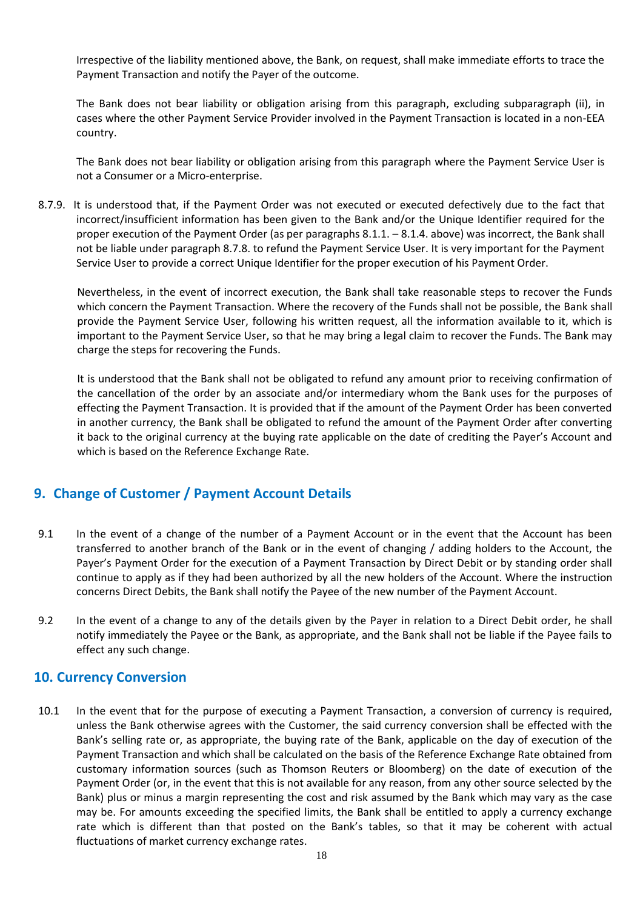Irrespective of the liability mentioned above, the Bank, on request, shall make immediate efforts to trace the Payment Transaction and notify the Payer of the outcome.

The Bank does not bear liability or obligation arising from this paragraph, excluding subparagraph (ii), in cases where the other Payment Service Provider involved in the Payment Transaction is located in a non-EEA country.

The Bank does not bear liability or obligation arising from this paragraph where the Payment Service User is not a Consumer or a Micro-enterprise.

8.7.9. It is understood that, if the Payment Order was not executed or executed defectively due to the fact that incorrect/insufficient information has been given to the Bank and/or the Unique Identifier required for the proper execution of the Payment Order (as per paragraphs 8.1.1. – 8.1.4. above) was incorrect, the Bank shall not be liable under paragraph 8.7.8. to refund the Payment Service User. It is very important for the Payment Service User to provide a correct Unique Identifier for the proper execution of his Payment Order.

Nevertheless, in the event of incorrect execution, the Bank shall take reasonable steps to recover the Funds which concern the Payment Transaction. Where the recovery of the Funds shall not be possible, the Bank shall provide the Payment Service User, following his written request, all the information available to it, which is important to the Payment Service User, so that he may bring a legal claim to recover the Funds. The Bank may charge the steps for recovering the Funds.

It is understood that the Bank shall not be obligated to refund any amount prior to receiving confirmation of the cancellation of the order by an associate and/or intermediary whom the Bank uses for the purposes of effecting the Payment Transaction. It is provided that if the amount of the Payment Order has been converted in another currency, the Bank shall be obligated to refund the amount of the Payment Order after converting it back to the original currency at the buying rate applicable on the date of crediting the Payer's Account and which is based on the Reference Exchange Rate.

## 9. Change of Customer / Payment Account Details

9.1 In the event of a change of the number of a Payment Account or in the event that the Account has been transferred to another branch of the Bank or in the event of changing / adding holders to the Account, the Payer's Payment Order for the execution of a Payment Transaction by Direct Debit or by standing order shall continue to apply as if they had been authorized by all the new holders of the Account. Where the instruction concerns Direct Debits, the Bank shall notify the Payee of the new number of the Payment Account.

9.2 In the event of a change to any of the details given by the Payer in relation to a Direct Debit order, he shall notify immediately the Payee or the Bank, as appropriate, and the Bank shall not be liable if the Payee fails to effect any such change.

## 10. Currency Conversion

10.1 In the event that for the purpose of executing a Payment Transaction, a conversion of currency is required, unless the Bank otherwise agrees with the Customer, the said currency conversion shall be effected with the Bank's selling rate or, as appropriate, the buying rate of the Bank, applicable on the day of execution of the Payment Transaction and which shall be calculated on the basis of the Reference Exchange Rate obtained from customary information sources (such as Thomson Reuters or Bloomberg) on the date of execution of the Payment Order (or, in the event that this is not available for any reason, from any other source selected by the Bank) plus or minus a margin representing the cost and risk assumed by the Bank which may vary as the case may be. For amounts exceeding the specified limits, the Bank shall be entitled to apply a currency exchange rate which is different than that posted on the Bank's tables, so that it may be coherent with actual fluctuations of market currency exchange rates.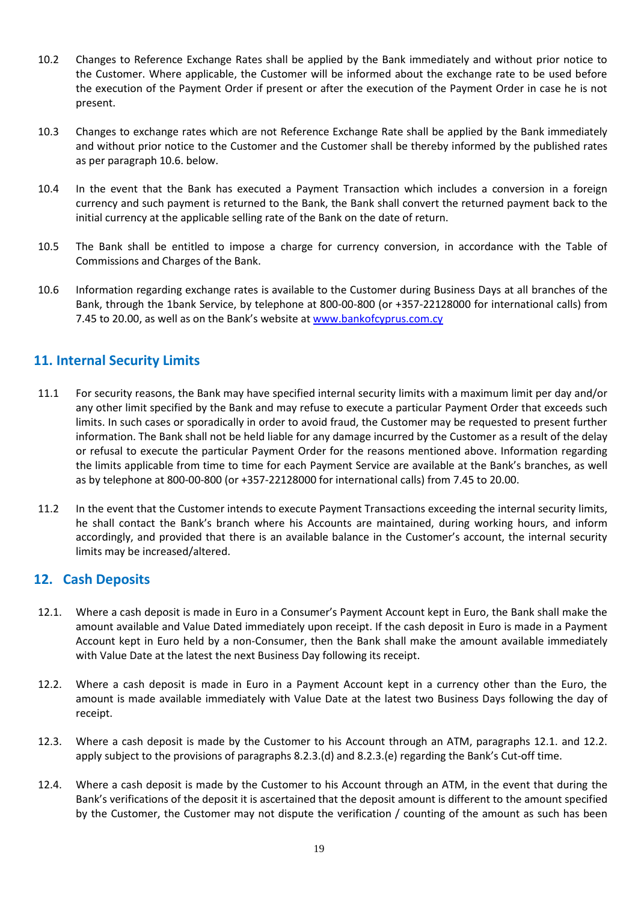10.2 Changes to Reference Exchange Rates shall be applied by the Bank immediately and without prior notice to the Customer. Where applicable, the Customer will be informed about the exchange rate to be used before the execution of the Payment Order if present or after the execution of the Payment Order in case he is not present.

10.3 Changes to exchange rates which are not Reference Exchange Rate shall be applied by the Bank immediately and without prior notice to the Customer and the Customer shall be thereby informed by the published rates as per paragraph 10.6. below.

10.4 In the event that the Bank has executed a Payment Transaction which includes a conversion in a foreign currency and such payment is returned to the Bank, the Bank shall convert the returned payment back to the initial currency at the applicable selling rate of the Bank on the date of return.

10.5 The Bank shall be entitled to impose a charge for currency conversion, in accordance with the Table of Commissions and Charges of the Bank.

10.6 Information regarding exchange rates is available to the Customer during Business Days at all branches of the Bank, through the 1bank Service, by telephone at 800-00-800 (or +357-22128000 for international calls) from 7.45 to 20.00, as well as on the Bank's website at [www.bankofcyprus.com.cy](www.bankofcyprus.com.cy)

## 11. Internal Security Limits

11.1 For security reasons, the Bank may have specified internal security limits with a maximum limit per day and/or any other limit specified by the Bank and may refuse to execute a particular Payment Order that exceeds such limits. In such cases or sporadically in order to avoid fraud, the Customer may be requested to present further information. The Bank shall not be held liable for any damage incurred by the Customer as a result of the delay or refusal to execute the particular Payment Order for the reasons mentioned above. Information regarding the limits applicable from time to time for each Payment Service are available at the Bank's branches, as well as by telephone at 800-00-800 (or +357-22128000 for international calls) from 7.45 to 20.00.

11.2 In the event that the Customer intends to execute Payment Transactions exceeding the internal security limits, he shall contact the Bank's branch where his Accounts are maintained, during working hours, and inform accordingly, and provided that there is an available balance in the Customer's account, the internal security limits may be increased/altered.

## 12. Cash Deposits

12.1. Where a cash deposit is made in Euro in a Consumer's Payment Account kept in Euro, the Bank shall make the amount available and Value Dated immediately upon receipt. If the cash deposit in Euro is made in a Payment Account kept in Euro held by a non-Consumer, then the Bank shall make the amount available immediately with Value Date at the latest the next Business Day following its receipt.

12.2. Where a cash deposit is made in Euro in a Payment Account kept in a currency other than the Euro, the amount is made available immediately with Value Date at the latest two Business Days following the day of receipt.

12.3. Where a cash deposit is made by the Customer to his Account through an ATM, paragraphs 12.1. and 12.2. apply subject to the provisions of paragraphs 8.2.3.(d) and 8.2.3.(e) regarding the Bank's Cut-off time.

12.4. Where a cash deposit is made by the Customer to his Account through an ATM, in the event that during the Bank's verifications of the deposit it is ascertained that the deposit amount is different to the amount specified by the Customer, the Customer may not dispute the verification / counting of the amount as such has been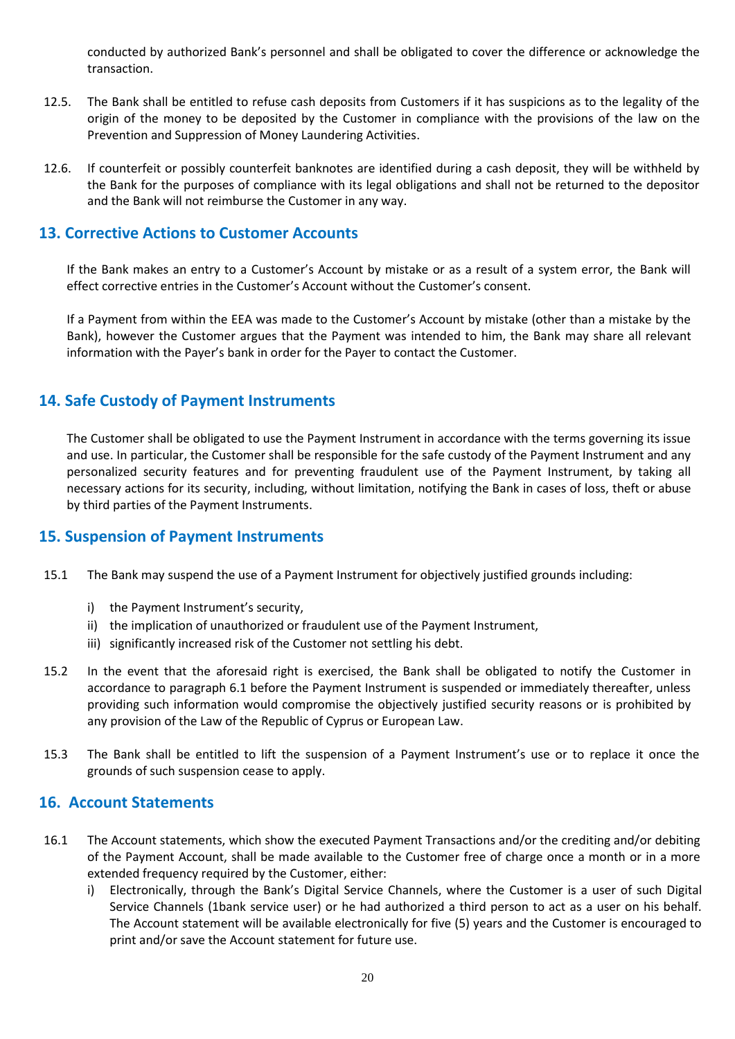conducted by authorized Bank's personnel and shall be obligated to cover the difference or acknowledge the transaction.

12.5. The Bank shall be entitled to refuse cash deposits from Customers if it has suspicions as to the legality of the origin of the money to be deposited by the Customer in compliance with the provisions of the law on the Prevention and Suppression of Money Laundering Activities.

12.6. If counterfeit or possibly counterfeit banknotes are identified during a cash deposit, they will be withheld by the Bank for the purposes of compliance with its legal obligations and shall not be returned to the depositor and the Bank will not reimburse the Customer in any way.

## 13. Corrective Actions to Customer Accounts

If the Bank makes an entry to a Customer's Account by mistake or as a result of a system error, the Bank will effect corrective entries in the Customer's Account without the Customer's consent.

If a Payment from within the EEA was made to the Customer's Account by mistake (other than a mistake by the Bank), however the Customer argues that the Payment was intended to him, the Bank may share all relevant information with the Payer's bank in order for the Payer to contact the Customer.

## 14. Safe Custody of Payment Instruments

The Customer shall be obligated to use the Payment Instrument in accordance with the terms governing its issue and use. In particular, the Customer shall be responsible for the safe custody of the Payment Instrument and any personalized security features and for preventing fraudulent use of the Payment Instrument, by taking all necessary actions for its security, including, without limitation, notifying the Bank in cases of loss, theft or abuse by third parties of the Payment Instruments.

## 15. Suspension of Payment Instruments

15.1 The Bank may suspend the use of a Payment Instrument for objectively justified grounds including:

i) the Payment Instrument's security,
ii) the implication of unauthorized or fraudulent use of the Payment Instrument,
iii) significantly increased risk of the Customer not settling his debt.

15.2 In the event that the aforesaid right is exercised, the Bank shall be obligated to notify the Customer in accordance to paragraph 6.1 before the Payment Instrument is suspended or immediately thereafter, unless providing such information would compromise the objectively justified security reasons or is prohibited by any provision of the Law of the Republic of Cyprus or European Law.

15.3 The Bank shall be entitled to lift the suspension of a Payment Instrument's use or to replace it once the grounds of such suspension cease to apply.

## 16. Account Statements

16.1 The Account statements, which show the executed Payment Transactions and/or the crediting and/or debiting of the Payment Account, shall be made available to the Customer free of charge once a month or in a more extended frequency required by the Customer, either:

i) Electronically, through the Bank's Digital Service Channels, where the Customer is a user of such Digital Service Channels (1bank service user) or he had authorized a third person to act as a user on his behalf. The Account statement will be available electronically for five (5) years and the Customer is encouraged to print and/or save the Account statement for future use.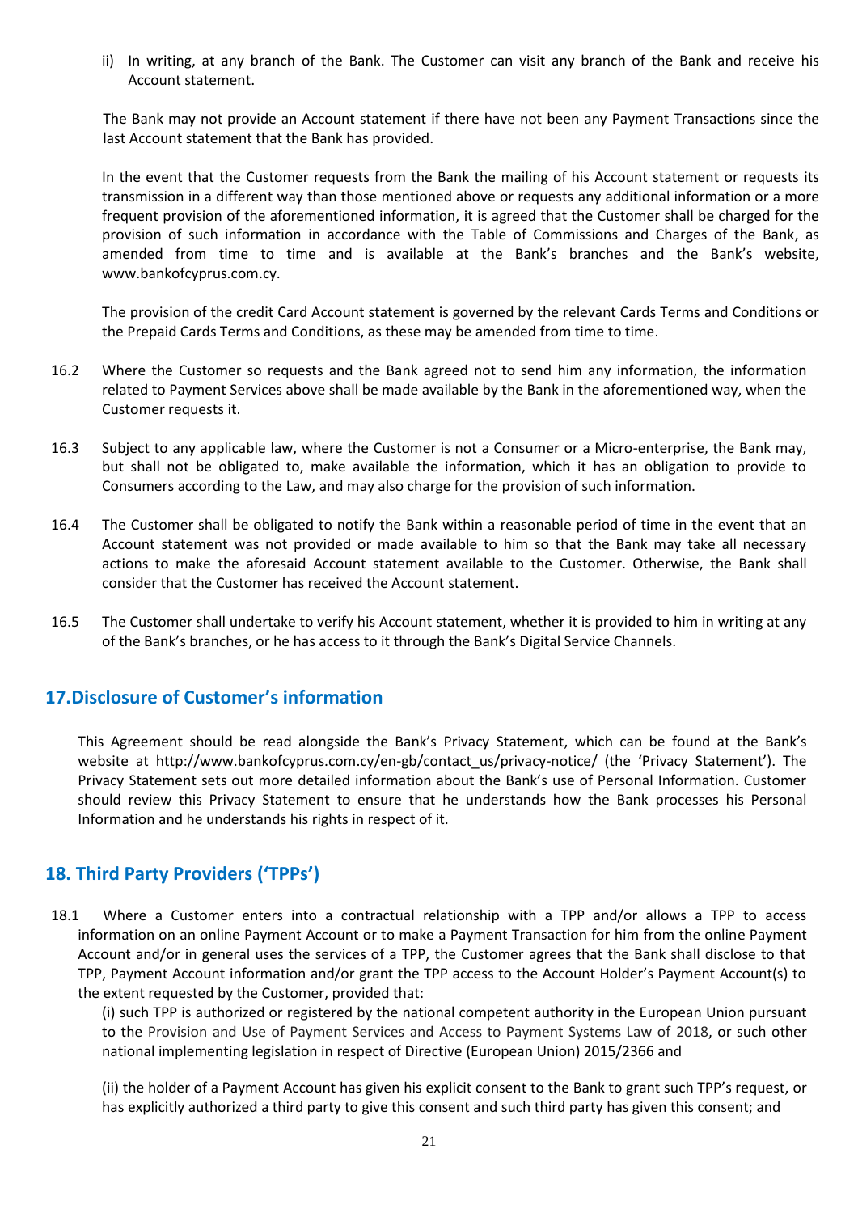ii) In writing, at any branch of the Bank. The Customer can visit any branch of the Bank and receive his Account statement.

The Bank may not provide an Account statement if there have not been any Payment Transactions since the last Account statement that the Bank has provided.

In the event that the Customer requests from the Bank the mailing of his Account statement or requests its transmission in a different way than those mentioned above or requests any additional information or a more frequent provision of the aforementioned information, it is agreed that the Customer shall be charged for the provision of such information in accordance with the Table of Commissions and Charges of the Bank, as amended from time to time and is available at the Bank's branches and the Bank's website, www.bankofcyprus.com.cy.

The provision of the credit Card Account statement is governed by the relevant Cards Terms and Conditions or the Prepaid Cards Terms and Conditions, as these may be amended from time to time.

16.2 Where the Customer so requests and the Bank agreed not to send him any information, the information related to Payment Services above shall be made available by the Bank in the aforementioned way, when the Customer requests it.

16.3 Subject to any applicable law, where the Customer is not a Consumer or a Micro-enterprise, the Bank may, but shall not be obligated to, make available the information, which it has an obligation to provide to Consumers according to the Law, and may also charge for the provision of such information.

16.4 The Customer shall be obligated to notify the Bank within a reasonable period of time in the event that an Account statement was not provided or made available to him so that the Bank may take all necessary actions to make the aforesaid Account statement available to the Customer. Otherwise, the Bank shall consider that the Customer has received the Account statement.

16.5 The Customer shall undertake to verify his Account statement, whether it is provided to him in writing at any of the Bank's branches, or he has access to it through the Bank's Digital Service Channels.

## 17.Disclosure of Customer's information

This Agreement should be read alongside the Bank's Privacy Statement, which can be found at the Bank's website at http://www.bankofcyprus.com.cy/en-gb/contact_us/privacy-notice/ (the 'Privacy Statement'). The Privacy Statement sets out more detailed information about the Bank's use of Personal Information. Customer should review this Privacy Statement to ensure that he understands how the Bank processes his Personal Information and he understands his rights in respect of it.

## 18. Third Party Providers ('TPPs')

18.1 Where a Customer enters into a contractual relationship with a TPP and/or allows a TPP to access information on an online Payment Account or to make a Payment Transaction for him from the online Payment Account and/or in general uses the services of a TPP, the Customer agrees that the Bank shall disclose to that TPP, Payment Account information and/or grant the TPP access to the Account Holder's Payment Account(s) to the extent requested by the Customer, provided that:

(i) such TPP is authorized or registered by the national competent authority in the European Union pursuant to the Provision and Use of Payment Services and Access to Payment Systems Law of 2018, or such other national implementing legislation in respect of Directive (European Union) 2015/2366 and

(ii) the holder of a Payment Account has given his explicit consent to the Bank to grant such TPP's request, or has explicitly authorized a third party to give this consent and such third party has given this consent; and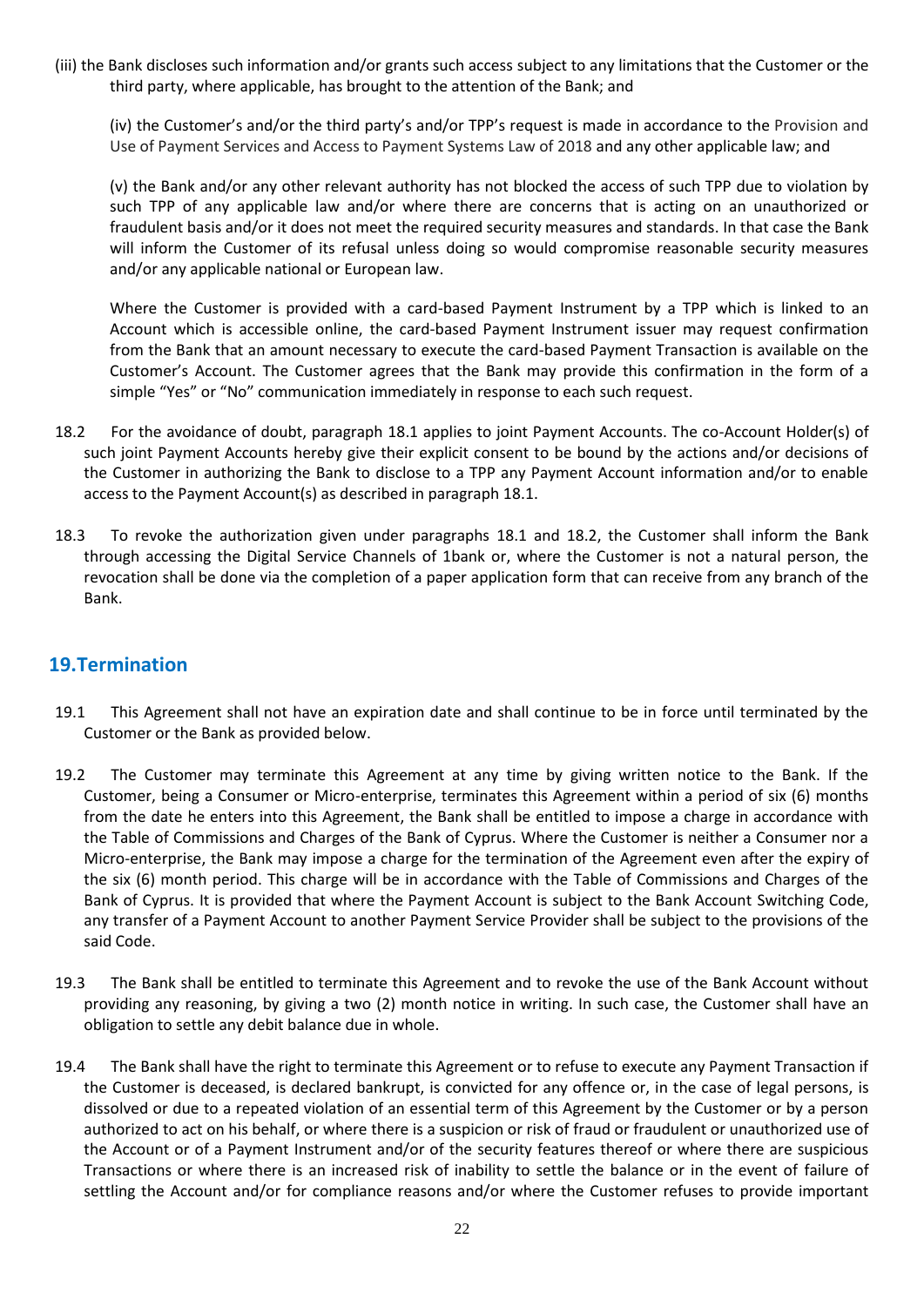(iii) the Bank discloses such information and/or grants such access subject to any limitations that the Customer or the third party, where applicable, has brought to the attention of the Bank; and

(iv) the Customer's and/or the third party's and/or TPP's request is made in accordance to the Provision and Use of Payment Services and Access to Payment Systems Law of 2018 and any other applicable law; and

(v) the Bank and/or any other relevant authority has not blocked the access of such TPP due to violation by such TPP of any applicable law and/or where there are concerns that is acting on an unauthorized or fraudulent basis and/or it does not meet the required security measures and standards. In that case the Bank will inform the Customer of its refusal unless doing so would compromise reasonable security measures and/or any applicable national or European law.

Where the Customer is provided with a card-based Payment Instrument by a TPP which is linked to an Account which is accessible online, the card-based Payment Instrument issuer may request confirmation from the Bank that an amount necessary to execute the card-based Payment Transaction is available on the Customer's Account. The Customer agrees that the Bank may provide this confirmation in the form of a simple "Yes" or "No" communication immediately in response to each such request.

18.2 For the avoidance of doubt, paragraph 18.1 applies to joint Payment Accounts. The co-Account Holder(s) of such joint Payment Accounts hereby give their explicit consent to be bound by the actions and/or decisions of the Customer in authorizing the Bank to disclose to a TPP any Payment Account information and/or to enable access to the Payment Account(s) as described in paragraph 18.1.

18.3 To revoke the authorization given under paragraphs 18.1 and 18.2, the Customer shall inform the Bank through accessing the Digital Service Channels of 1bank or, where the Customer is not a natural person, the revocation shall be done via the completion of a paper application form that can receive from any branch of the Bank.

## 19.Termination

19.1 This Agreement shall not have an expiration date and shall continue to be in force until terminated by the Customer or the Bank as provided below.

19.2 The Customer may terminate this Agreement at any time by giving written notice to the Bank. If the Customer, being a Consumer or Micro-enterprise, terminates this Agreement within a period of six (6) months from the date he enters into this Agreement, the Bank shall be entitled to impose a charge in accordance with the Table of Commissions and Charges of the Bank of Cyprus. Where the Customer is neither a Consumer nor a Micro-enterprise, the Bank may impose a charge for the termination of the Agreement even after the expiry of the six (6) month period. This charge will be in accordance with the Table of Commissions and Charges of the Bank of Cyprus. It is provided that where the Payment Account is subject to the Bank Account Switching Code, any transfer of a Payment Account to another Payment Service Provider shall be subject to the provisions of the said Code.

19.3 The Bank shall be entitled to terminate this Agreement and to revoke the use of the Bank Account without providing any reasoning, by giving a two (2) month notice in writing. In such case, the Customer shall have an obligation to settle any debit balance due in whole.

19.4 The Bank shall have the right to terminate this Agreement or to refuse to execute any Payment Transaction if the Customer is deceased, is declared bankrupt, is convicted for any offence or, in the case of legal persons, is dissolved or due to a repeated violation of an essential term of this Agreement by the Customer or by a person authorized to act on his behalf, or where there is a suspicion or risk of fraud or fraudulent or unauthorized use of the Account or of a Payment Instrument and/or of the security features thereof or where there are suspicious Transactions or where there is an increased risk of inability to settle the balance or in the event of failure of settling the Account and/or for compliance reasons and/or where the Customer refuses to provide important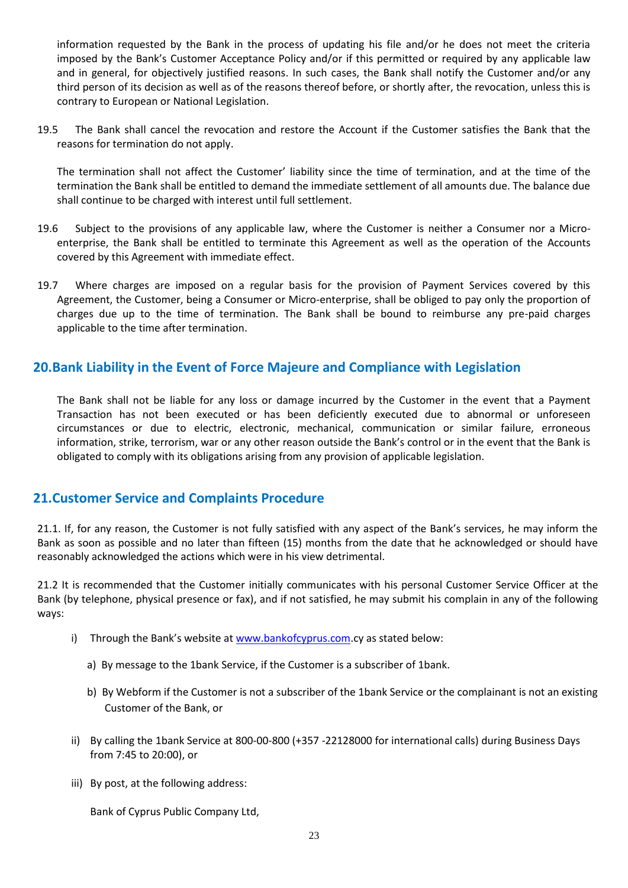information requested by the Bank in the process of updating his file and/or he does not meet the criteria imposed by the Bank's Customer Acceptance Policy and/or if this permitted or required by any applicable law and in general, for objectively justified reasons. In such cases, the Bank shall notify the Customer and/or any third person of its decision as well as of the reasons thereof before, or shortly after, the revocation, unless this is contrary to European or National Legislation.

19.5 The Bank shall cancel the revocation and restore the Account if the Customer satisfies the Bank that the reasons for termination do not apply.

The termination shall not affect the Customer' liability since the time of termination, and at the time of the termination the Bank shall be entitled to demand the immediate settlement of all amounts due. The balance due shall continue to be charged with interest until full settlement.

19.6 Subject to the provisions of any applicable law, where the Customer is neither a Consumer nor a Micro-enterprise, the Bank shall be entitled to terminate this Agreement as well as the operation of the Accounts covered by this Agreement with immediate effect.

19.7 Where charges are imposed on a regular basis for the provision of Payment Services covered by this Agreement, the Customer, being a Consumer or Micro-enterprise, shall be obliged to pay only the proportion of charges due up to the time of termination. The Bank shall be bound to reimburse any pre-paid charges applicable to the time after termination.

## 20.Bank Liability in the Event of Force Majeure and Compliance with Legislation

The Bank shall not be liable for any loss or damage incurred by the Customer in the event that a Payment Transaction has not been executed or has been deficiently executed due to abnormal or unforeseen circumstances or due to electric, electronic, mechanical, communication or similar failure, erroneous information, strike, terrorism, war or any other reason outside the Bank's control or in the event that the Bank is obligated to comply with its obligations arising from any provision of applicable legislation.

## 21.Customer Service and Complaints Procedure

21.1. If, for any reason, the Customer is not fully satisfied with any aspect of the Bank's services, he may inform the Bank as soon as possible and no later than fifteen (15) months from the date that he acknowledged or should have reasonably acknowledged the actions which were in his view detrimental.

21.2 It is recommended that the Customer initially communicates with his personal Customer Service Officer at the Bank (by telephone, physical presence or fax), and if not satisfied, he may submit his complain in any of the following ways:

i) Through the Bank's website at www.bankofcyprus.com.cy as stated below:

   a) By message to the 1bank Service, if the Customer is a subscriber of 1bank.

   b) By Webform if the Customer is not a subscriber of the 1bank Service or the complainant is not an existing Customer of the Bank, or

ii) By calling the 1bank Service at 800-00-800 (+357 -22128000 for international calls) during Business Days from 7:45 to 20:00), or

iii) By post, at the following address:

   Bank of Cyprus Public Company Ltd,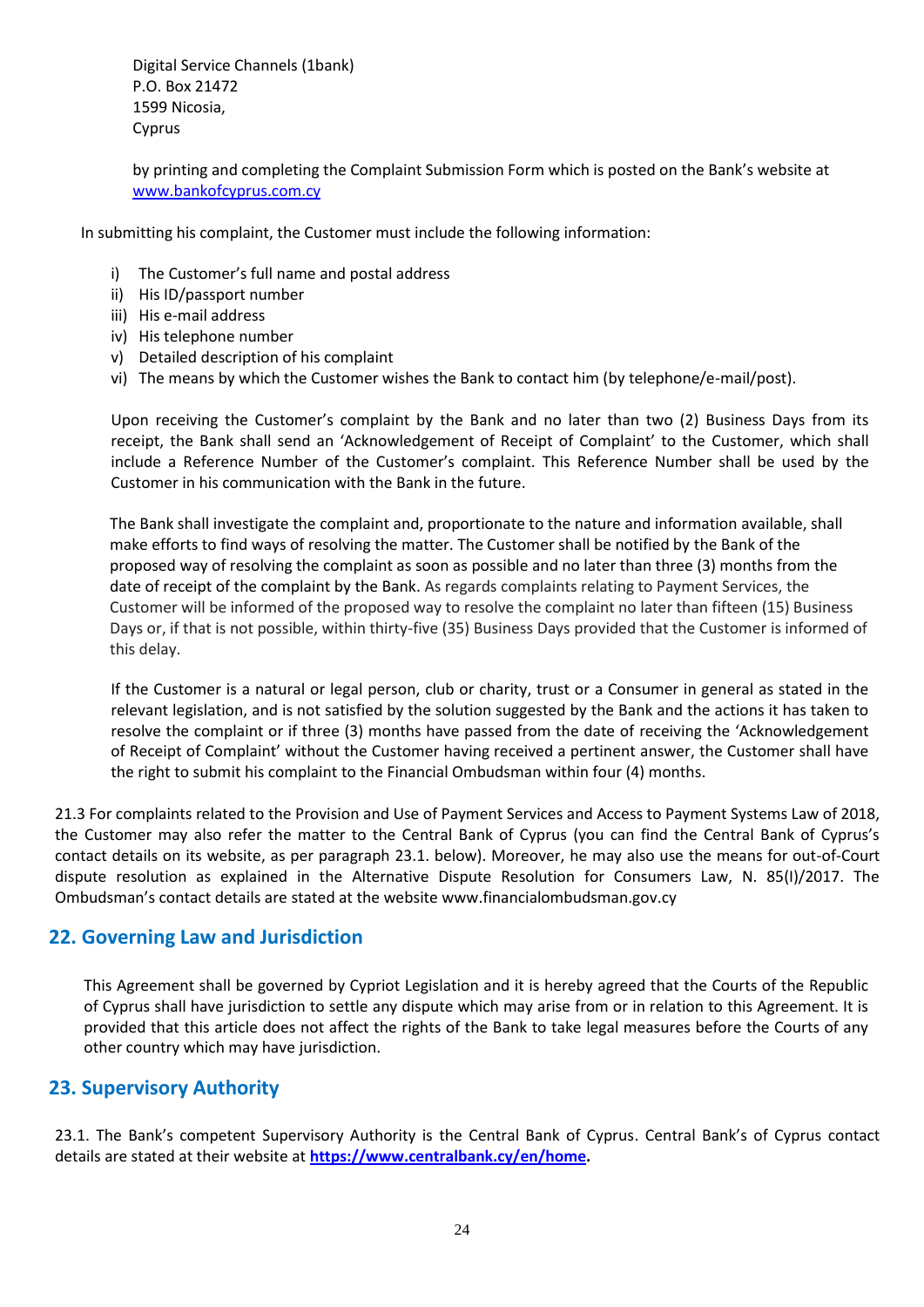Digital Service Channels (1bank)
P.O. Box 21472
1599 Nicosia,
Cyprus

by printing and completing the Complaint Submission Form which is posted on the Bank's website at [www.bankofcyprus.com.cy](http://www.bankofcyprus.com.cy)

In submitting his complaint, the Customer must include the following information:

i) The Customer's full name and postal address
ii) His ID/passport number
iii) His e-mail address
iv) His telephone number
v) Detailed description of his complaint
vi) The means by which the Customer wishes the Bank to contact him (by telephone/e-mail/post).

Upon receiving the Customer's complaint by the Bank and no later than two (2) Business Days from its receipt, the Bank shall send an 'Acknowledgement of Receipt of Complaint' to the Customer, which shall include a Reference Number of the Customer's complaint. This Reference Number shall be used by the Customer in his communication with the Bank in the future.

The Bank shall investigate the complaint and, proportionate to the nature and information available, shall make efforts to find ways of resolving the matter. The Customer shall be notified by the Bank of the proposed way of resolving the complaint as soon as possible and no later than three (3) months from the date of receipt of the complaint by the Bank. As regards complaints relating to Payment Services, the Customer will be informed of the proposed way to resolve the complaint no later than fifteen (15) Business Days or, if that is not possible, within thirty-five (35) Business Days provided that the Customer is informed of this delay.

If the Customer is a natural or legal person, club or charity, trust or a Consumer in general as stated in the relevant legislation, and is not satisfied by the solution suggested by the Bank and the actions it has taken to resolve the complaint or if three (3) months have passed from the date of receiving the 'Acknowledgement of Receipt of Complaint' without the Customer having received a pertinent answer, the Customer shall have the right to submit his complaint to the Financial Ombudsman within four (4) months.

21.3 For complaints related to the Provision and Use of Payment Services and Access to Payment Systems Law of 2018, the Customer may also refer the matter to the Central Bank of Cyprus (you can find the Central Bank of Cyprus's contact details on its website, as per paragraph 23.1. below). Moreover, he may also use the means for out-of-Court dispute resolution as explained in the Alternative Dispute Resolution for Consumers Law, N. 85(I)/2017. The Ombudsman's contact details are stated at the website www.financialombudsman.gov.cy

## 22. Governing Law and Jurisdiction

This Agreement shall be governed by Cypriot Legislation and it is hereby agreed that the Courts of the Republic of Cyprus shall have jurisdiction to settle any dispute which may arise from or in relation to this Agreement. It is provided that this article does not affect the rights of the Bank to take legal measures before the Courts of any other country which may have jurisdiction.

## 23. Supervisory Authority

23.1. The Bank's competent Supervisory Authority is the Central Bank of Cyprus. Central Bank's of Cyprus contact details are stated at their website at **[https://www.centralbank.cy/en/home](https://www.centralbank.cy/en/home).**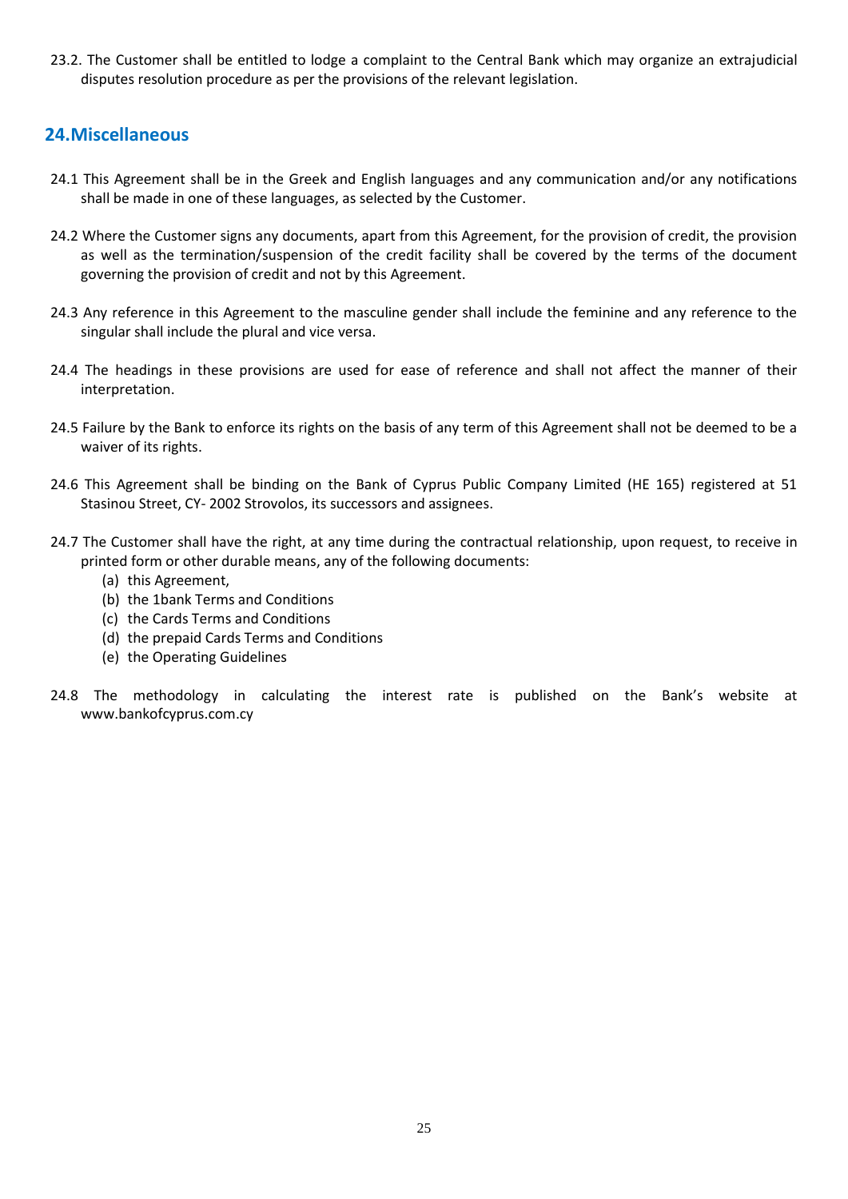23.2. The Customer shall be entitled to lodge a complaint to the Central Bank which may organize an extrajudicial disputes resolution procedure as per the provisions of the relevant legislation.

## 24.Miscellaneous

24.1 This Agreement shall be in the Greek and English languages and any communication and/or any notifications shall be made in one of these languages, as selected by the Customer.

24.2 Where the Customer signs any documents, apart from this Agreement, for the provision of credit, the provision as well as the termination/suspension of the credit facility shall be covered by the terms of the document governing the provision of credit and not by this Agreement.

24.3 Any reference in this Agreement to the masculine gender shall include the feminine and any reference to the singular shall include the plural and vice versa.

24.4 The headings in these provisions are used for ease of reference and shall not affect the manner of their interpretation.

24.5 Failure by the Bank to enforce its rights on the basis of any term of this Agreement shall not be deemed to be a waiver of its rights.

24.6 This Agreement shall be binding on the Bank of Cyprus Public Company Limited (HE 165) registered at 51 Stasinou Street, CY- 2002 Strovolos, its successors and assignees.

24.7 The Customer shall have the right, at any time during the contractual relationship, upon request, to receive in printed form or other durable means, any of the following documents:

(a) this Agreement,
(b) the 1bank Terms and Conditions
(c) the Cards Terms and Conditions
(d) the prepaid Cards Terms and Conditions
(e) the Operating Guidelines

24.8 The methodology in calculating the interest rate is published on the Bank's website at www.bankofcyprus.com.cy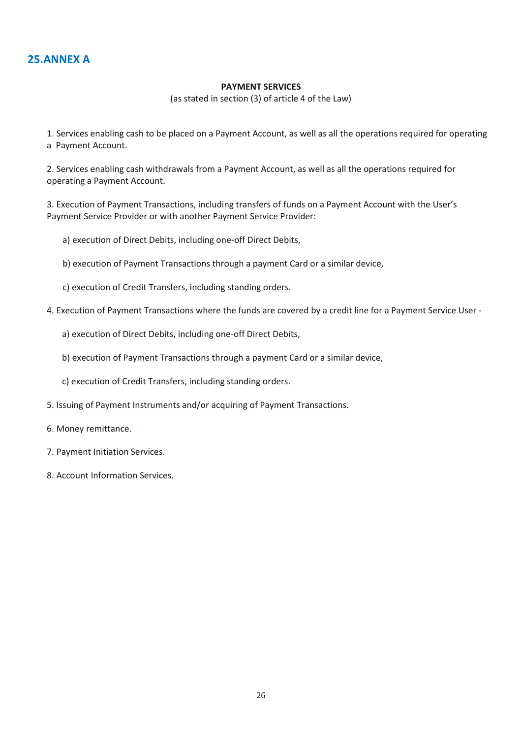## 25. ANNEX A

**PAYMENT SERVICES**

(as stated in section (3) of article 4 of the Law)

1. Services enabling cash to be placed on a Payment Account, as well as all the operations required for operating a Payment Account.

2. Services enabling cash withdrawals from a Payment Account, as well as all the operations required for operating a Payment Account.

3. Execution of Payment Transactions, including transfers of funds on a Payment Account with the User's Payment Service Provider or with another Payment Service Provider:

   a) execution of Direct Debits, including one-off Direct Debits,

   b) execution of Payment Transactions through a payment Card or a similar device,

   c) execution of Credit Transfers, including standing orders.

4. Execution of Payment Transactions where the funds are covered by a credit line for a Payment Service User -

   a) execution of Direct Debits, including one-off Direct Debits,

   b) execution of Payment Transactions through a payment Card or a similar device,

   c) execution of Credit Transfers, including standing orders.

5. Issuing of Payment Instruments and/or acquiring of Payment Transactions.

6. Money remittance.

7. Payment Initiation Services.

8. Account Information Services.